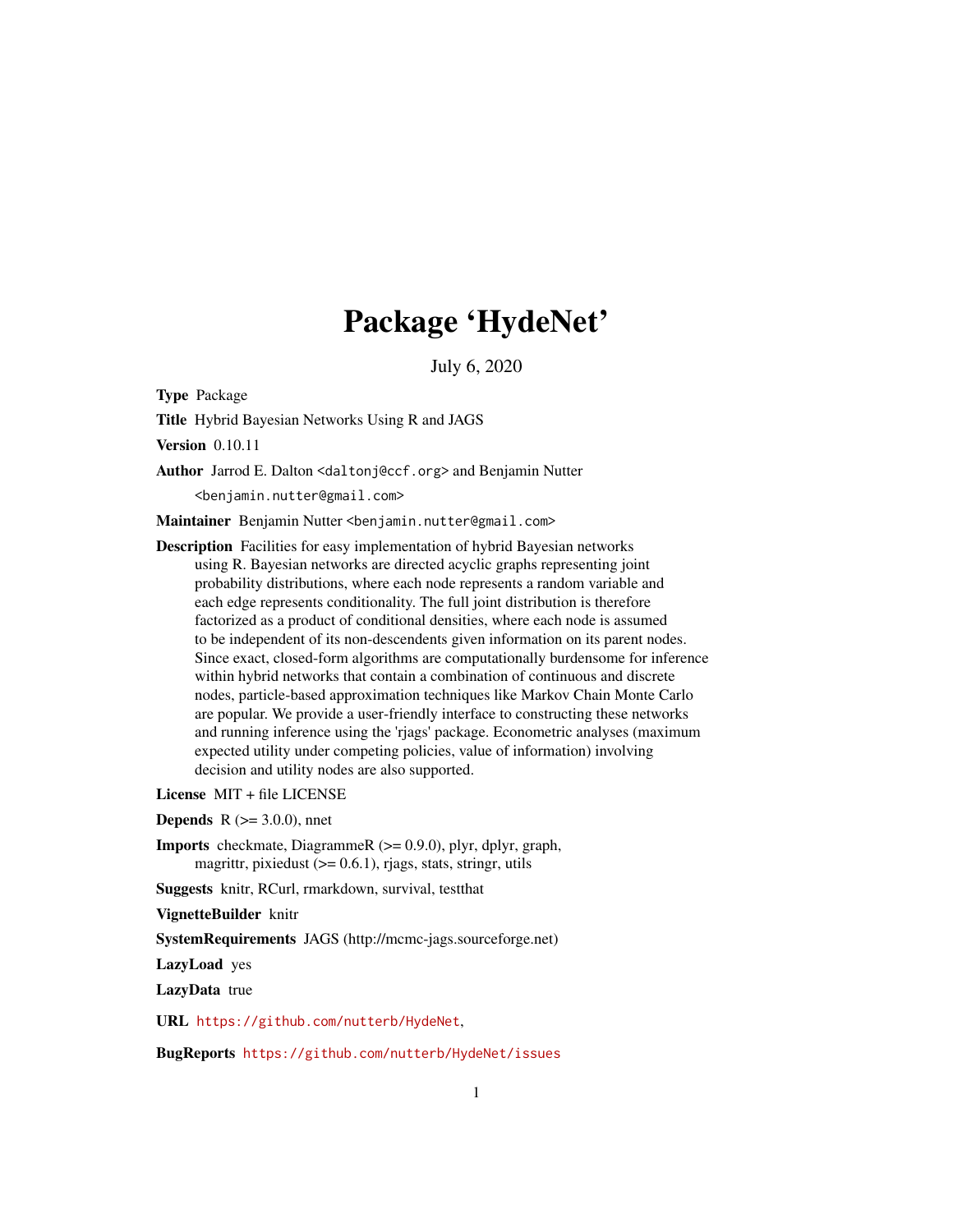# Package 'HydeNet'

July 6, 2020

**Type** Package

**Title** Hybrid Bayesian Networks Using R and JAGS

**Version** 0.10.11

**Author** Jarrod E. Dalton <daltonj@ccf.org> and Benjamin Nutter <benjamin.nutter@gmail.com>

**Maintainer** Benjamin Nutter <benjamin.nutter@gmail.com>

**Description** Facilities for easy implementation of hybrid Bayesian networks using R. Bayesian networks are directed acyclic graphs representing joint probability distributions, where each node represents a random variable and each edge represents conditionality. The full joint distribution is therefore factorized as a product of conditional densities, where each node is assumed to be independent of its non-descendents given information on its parent nodes. Since exact, closed-form algorithms are computationally burdensome for inference within hybrid networks that contain a combination of continuous and discrete nodes, particle-based approximation techniques like Markov Chain Monte Carlo are popular. We provide a user-friendly interface to constructing these networks and running inference using the 'rjags' package. Econometric analyses (maximum expected utility under competing policies, value of information) involving decision and utility nodes are also supported.

**License** MIT + file LICENSE

**Depends** R (>= 3.0.0), nnet

**Imports** checkmate, DiagrammeR (>= 0.9.0), plyr, dplyr, graph, magrittr, pixiedust (>= 0.6.1), rjags, stats, stringr, utils

**Suggests** knitr, RCurl, rmarkdown, survival, testthat

**VignetteBuilder** knitr

**SystemRequirements** JAGS (http://mcmc-jags.sourceforge.net)

**LazyLoad** yes

**LazyData** true

**URL** https://github.com/nutterb/HydeNet,

**BugReports** https://github.com/nutterb/HydeNet/issues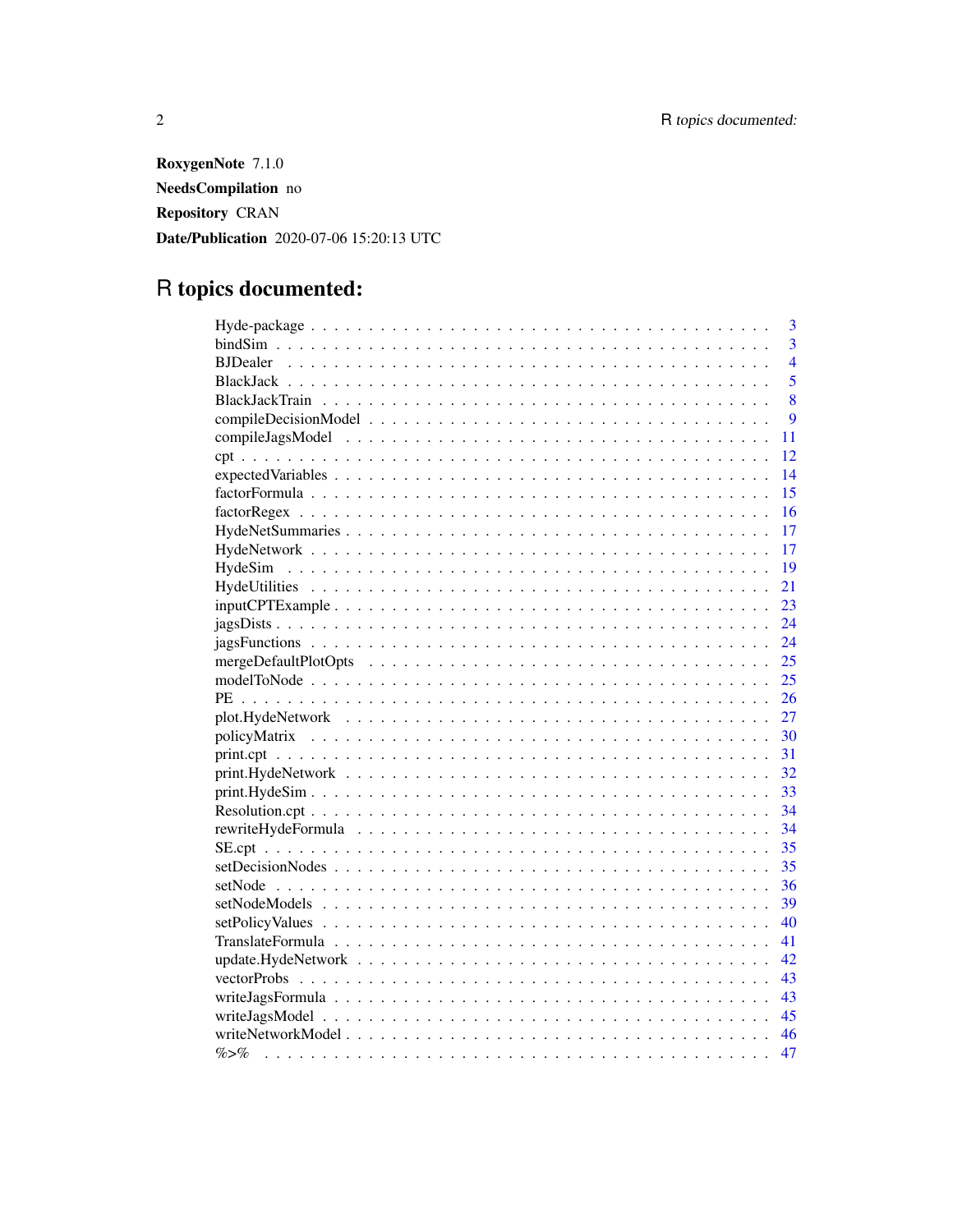**RoxygenNote** 7.1.0

**NeedsCompilation** no

**Repository** CRAN

**Date/Publication** 2020-07-06 15:20:13 UTC

# R topics documented:

| | |
|---|---|
| Hyde-package | 3 |
| bindSim | 3 |
| BJDealer | 4 |
| BlackJack | 5 |
| BlackJackTrain | 8 |
| compileDecisionModel | 9 |
| compileJagsModel | 11 |
| cpt | 12 |
| expectedVariables | 14 |
| factorFormula | 15 |
| factorRegex | 16 |
| HydeNetSummaries | 17 |
| HydeNetwork | 17 |
| HydeSim | 19 |
| HydeUtilities | 21 |
| inputCPTExample | 23 |
| jagsDists | 24 |
| jagsFunctions | 24 |
| mergeDefaultPlotOpts | 25 |
| modelToNode | 25 |
| PE | 26 |
| plot.HydeNetwork | 27 |
| policyMatrix | 30 |
| print.cpt | 31 |
| print.HydeNetwork | 32 |
| print.HydeSim | 33 |
| Resolution.cpt | 34 |
| rewriteHydeFormula | 34 |
| SE.cpt | 35 |
| setDecisionNodes | 35 |
| setNode | 36 |
| setNodeModels | 39 |
| setPolicyValues | 40 |
| TranslateFormula | 41 |
| update.HydeNetwork | 42 |
| vectorProbs | 43 |
| writeJagsFormula | 43 |
| writeJagsModel | 45 |
| writeNetworkModel | 46 |
| %>% | 47 |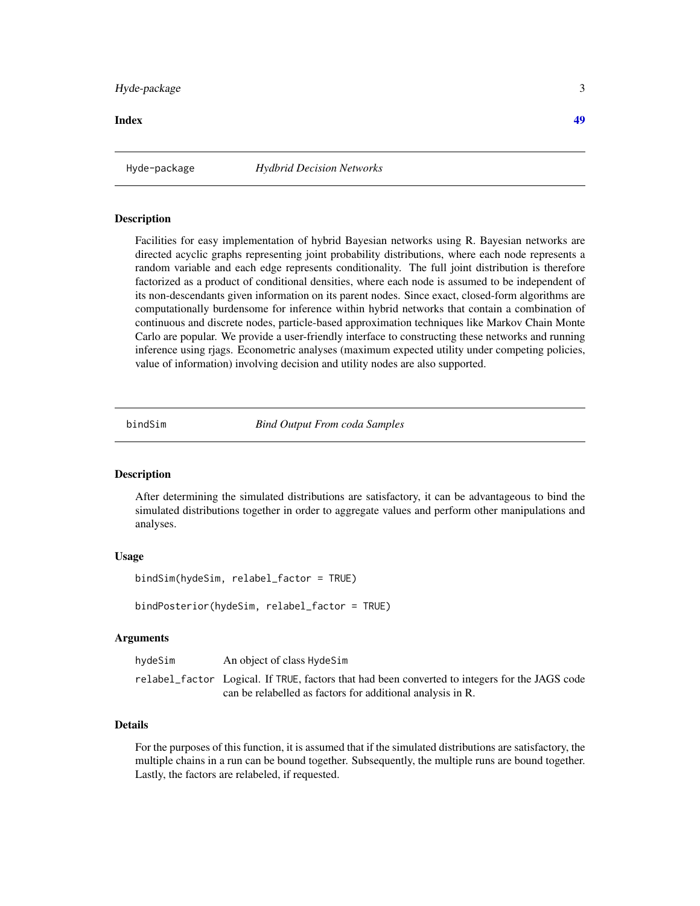**Index** **49**

## Hyde-package *Hydbrid Decision Networks*

### Description

Facilities for easy implementation of hybrid Bayesian networks using R. Bayesian networks are directed acyclic graphs representing joint probability distributions, where each node represents a random variable and each edge represents conditionality. The full joint distribution is therefore factorized as a product of conditional densities, where each node is assumed to be independent of its non-descendants given information on its parent nodes. Since exact, closed-form algorithms are computationally burdensome for inference within hybrid networks that contain a combination of continuous and discrete nodes, particle-based approximation techniques like Markov Chain Monte Carlo are popular. We provide a user-friendly interface to constructing these networks and running inference using rjags. Econometric analyses (maximum expected utility under competing policies, value of information) involving decision and utility nodes are also supported.

## bindSim *Bind Output From coda Samples*

### Description

After determining the simulated distributions are satisfactory, it can be advantageous to bind the simulated distributions together in order to aggregate values and perform other manipulations and analyses.

### Usage

```
bindSim(hydeSim, relabel_factor = TRUE)

bindPosterior(hydeSim, relabel_factor = TRUE)
```

### Arguments

| | |
|---|---|
| hydeSim | An object of class HydeSim |
| relabel_factor | Logical. If TRUE, factors that had been converted to integers for the JAGS code can be relabelled as factors for additional analysis in R. |

### Details

For the purposes of this function, it is assumed that if the simulated distributions are satisfactory, the multiple chains in a run can be bound together. Subsequently, the multiple runs are bound together. Lastly, the factors are relabeled, if requested.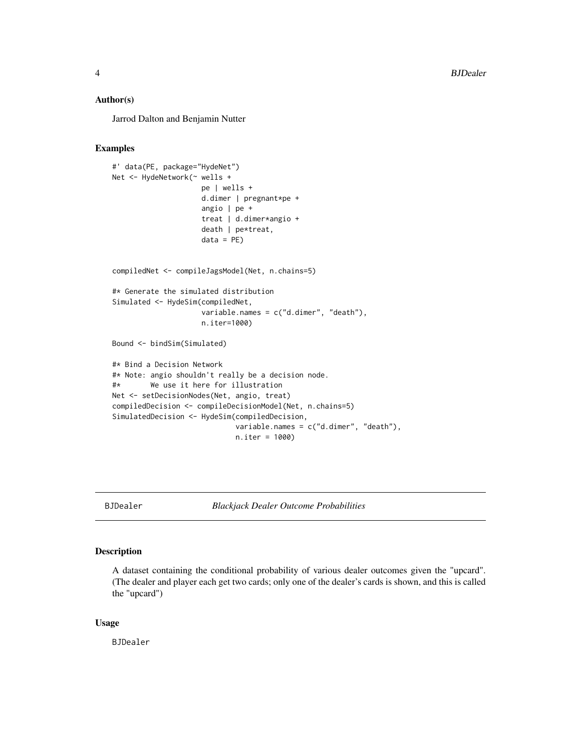## Author(s)

Jarrod Dalton and Benjamin Nutter

## Examples

```
#' data(PE, package="HydeNet")
Net <- HydeNetwork(~ wells +
                     pe | wells +
                     d.dimer | pregnant*pe +
                     angio | pe +
                     treat | d.dimer*angio +
                     death | pe*treat,
                     data = PE)


compiledNet <- compileJagsModel(Net, n.chains=5)

#* Generate the simulated distribution
Simulated <- HydeSim(compiledNet,
                     variable.names = c("d.dimer", "death"),
                     n.iter=1000)

Bound <- bindSim(Simulated)

#* Bind a Decision Network
#* Note: angio shouldn't really be a decision node.
#*       We use it here for illustration
Net <- setDecisionNodes(Net, angio, treat)
compiledDecision <- compileDecisionModel(Net, n.chains=5)
SimulatedDecision <- HydeSim(compiledDecision,
                             variable.names = c("d.dimer", "death"),
                             n.iter = 1000)
```

---

# BJDealer — *Blackjack Dealer Outcome Probabilities*

## Description

A dataset containing the conditional probability of various dealer outcomes given the "upcard". (The dealer and player each get two cards; only one of the dealer's cards is shown, and this is called the "upcard")

## Usage

```
BJDealer
```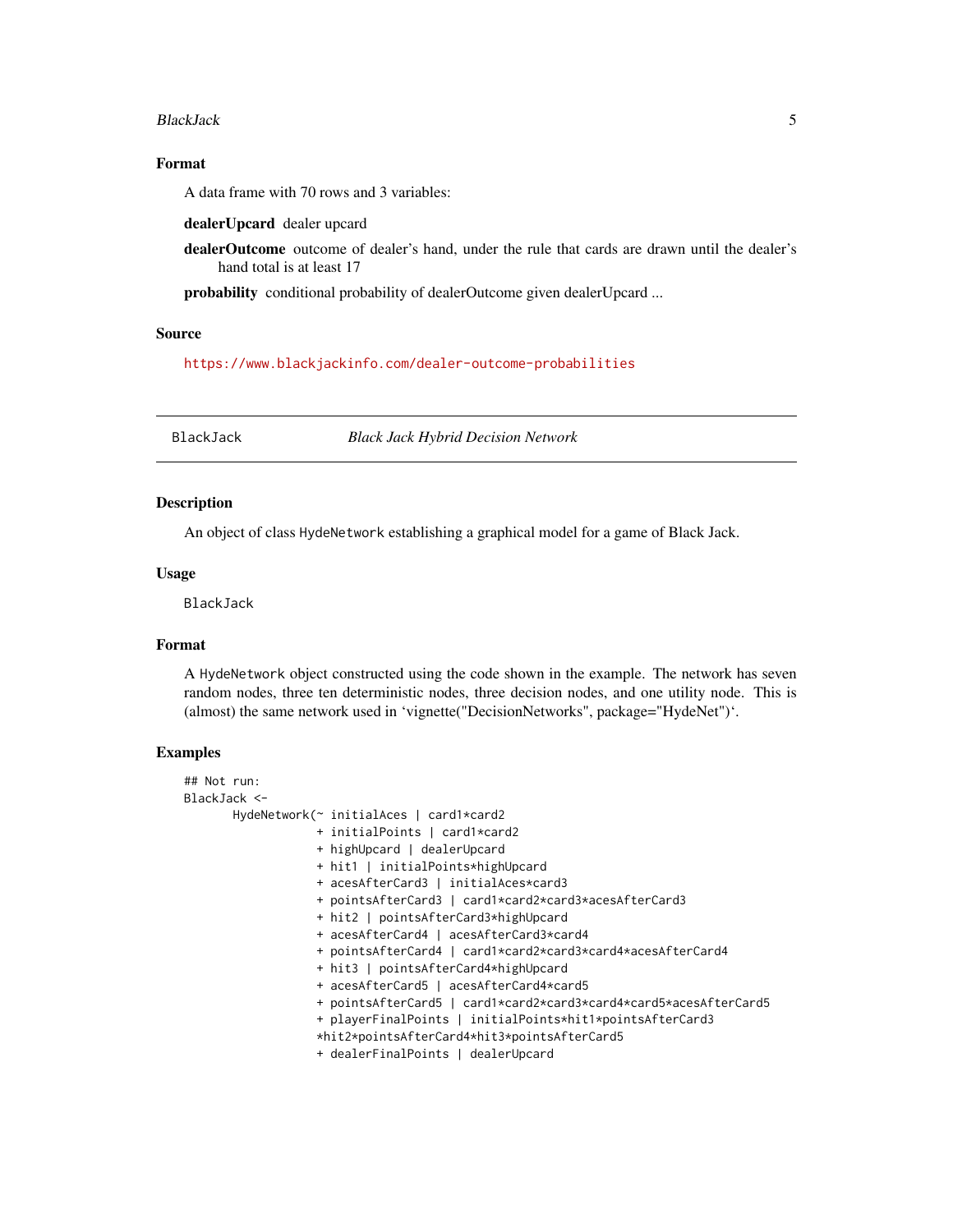### Format

A data frame with 70 rows and 3 variables:

**dealerUpcard** dealer upcard

**dealerOutcome** outcome of dealer's hand, under the rule that cards are drawn until the dealer's hand total is at least 17

**probability** conditional probability of dealerOutcome given dealerUpcard ...

### Source

https://www.blackjackinfo.com/dealer-outcome-probabilities

---

## BlackJack — *Black Jack Hybrid Decision Network*

### Description

An object of class `HydeNetwork` establishing a graphical model for a game of Black Jack.

### Usage

```
BlackJack
```

### Format

A `HydeNetwork` object constructed using the code shown in the example. The network has seven random nodes, three ten deterministic nodes, three decision nodes, and one utility node. This is (almost) the same network used in 'vignette("DecisionNetworks", package="HydeNet")'.

### Examples

```
## Not run:
BlackJack <-
       HydeNetwork(~ initialAces | card1*card2
                   + initialPoints | card1*card2
                   + highUpcard | dealerUpcard
                   + hit1 | initialPoints*highUpcard
                   + acesAfterCard3 | initialAces*card3
                   + pointsAfterCard3 | card1*card2*card3*acesAfterCard3
                   + hit2 | pointsAfterCard3*highUpcard
                   + acesAfterCard4 | acesAfterCard3*card4
                   + pointsAfterCard4 | card1*card2*card3*card4*acesAfterCard4
                   + hit3 | pointsAfterCard4*highUpcard
                   + acesAfterCard5 | acesAfterCard4*card5
                   + pointsAfterCard5 | card1*card2*card3*card4*card5*acesAfterCard5
                   + playerFinalPoints | initialPoints*hit1*pointsAfterCard3
                   *hit2*pointsAfterCard4*hit3*pointsAfterCard5
                   + dealerFinalPoints | dealerUpcard
```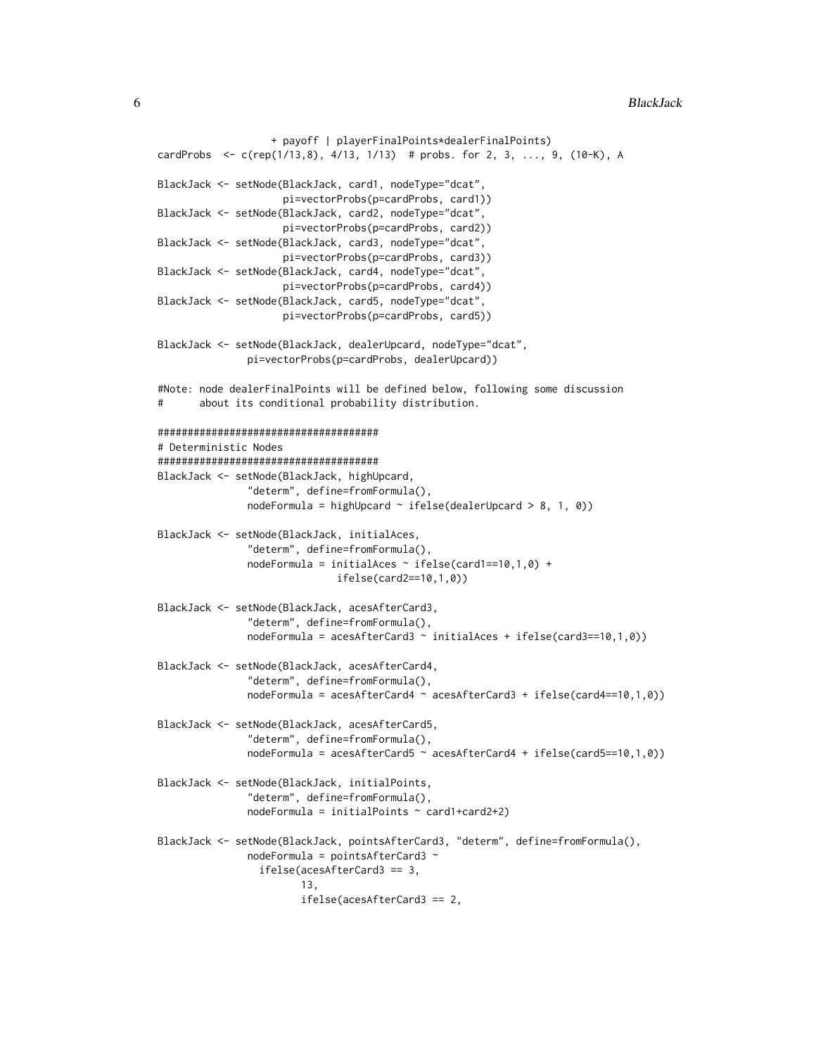```
                  + payoff | playerFinalPoints*dealerFinalPoints)
cardProbs  <- c(rep(1/13,8), 4/13, 1/13)  # probs. for 2, 3, ..., 9, (10-K), A

BlackJack <- setNode(BlackJack, card1, nodeType="dcat",
                     pi=vectorProbs(p=cardProbs, card1))
BlackJack <- setNode(BlackJack, card2, nodeType="dcat",
                     pi=vectorProbs(p=cardProbs, card2))
BlackJack <- setNode(BlackJack, card3, nodeType="dcat",
                     pi=vectorProbs(p=cardProbs, card3))
BlackJack <- setNode(BlackJack, card4, nodeType="dcat",
                     pi=vectorProbs(p=cardProbs, card4))
BlackJack <- setNode(BlackJack, card5, nodeType="dcat",
                     pi=vectorProbs(p=cardProbs, card5))

BlackJack <- setNode(BlackJack, dealerUpcard, nodeType="dcat",
               pi=vectorProbs(p=cardProbs, dealerUpcard))

#Note: node dealerFinalPoints will be defined below, following some discussion
#      about its conditional probability distribution.

#####################################
# Deterministic Nodes
#####################################
BlackJack <- setNode(BlackJack, highUpcard,
               "determ", define=fromFormula(),
               nodeFormula = highUpcard ~ ifelse(dealerUpcard > 8, 1, 0))

BlackJack <- setNode(BlackJack, initialAces,
               "determ", define=fromFormula(),
               nodeFormula = initialAces ~ ifelse(card1==10,1,0) +
                             ifelse(card2==10,1,0))

BlackJack <- setNode(BlackJack, acesAfterCard3,
               "determ", define=fromFormula(),
               nodeFormula = acesAfterCard3 ~ initialAces + ifelse(card3==10,1,0))

BlackJack <- setNode(BlackJack, acesAfterCard4,
               "determ", define=fromFormula(),
               nodeFormula = acesAfterCard4 ~ acesAfterCard3 + ifelse(card4==10,1,0))

BlackJack <- setNode(BlackJack, acesAfterCard5,
               "determ", define=fromFormula(),
               nodeFormula = acesAfterCard5 ~ acesAfterCard4 + ifelse(card5==10,1,0))

BlackJack <- setNode(BlackJack, initialPoints,
               "determ", define=fromFormula(),
               nodeFormula = initialPoints ~ card1+card2+2)

BlackJack <- setNode(BlackJack, pointsAfterCard3, "determ", define=fromFormula(),
               nodeFormula = pointsAfterCard3 ~
                 ifelse(acesAfterCard3 == 3,
                        13,
                        ifelse(acesAfterCard3 == 2,
```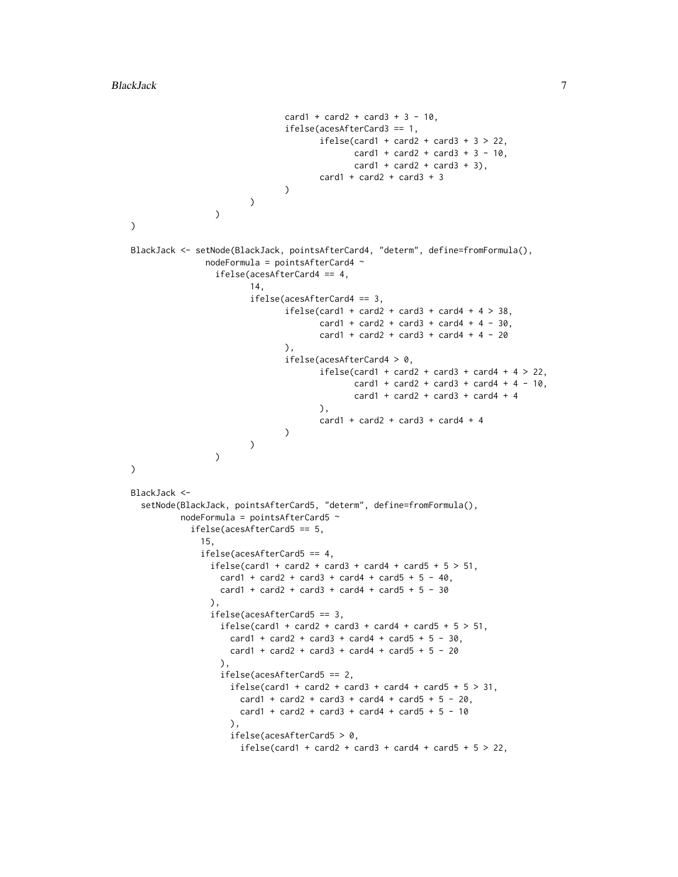```
                            card1 + card2 + card3 + 3 - 10,
                            ifelse(acesAfterCard3 == 1,
                                   ifelse(card1 + card2 + card3 + 3 > 22,
                                          card1 + card2 + card3 + 3 - 10,
                                          card1 + card2 + card3 + 3),
                                   card1 + card2 + card3 + 3
                            )
                     )
              )
)

BlackJack <- setNode(BlackJack, pointsAfterCard4, "determ", define=fromFormula(),
               nodeFormula = pointsAfterCard4 ~
                 ifelse(acesAfterCard4 == 4,
                        14,
                        ifelse(acesAfterCard4 == 3,
                               ifelse(card1 + card2 + card3 + card4 + 4 > 38,
                                      card1 + card2 + card3 + card4 + 4 - 30,
                                      card1 + card2 + card3 + card4 + 4 - 20
                               ),
                               ifelse(acesAfterCard4 > 0,
                                      ifelse(card1 + card2 + card3 + card4 + 4 > 22,
                                             card1 + card2 + card3 + card4 + 4 - 10,
                                             card1 + card2 + card3 + card4 + 4
                                      ),
                                      card1 + card2 + card3 + card4 + 4
                               )
                        )
                 )
)

BlackJack <-
  setNode(BlackJack, pointsAfterCard5, "determ", define=fromFormula(),
          nodeFormula = pointsAfterCard5 ~
            ifelse(acesAfterCard5 == 5,
              15,
              ifelse(acesAfterCard5 == 4,
                ifelse(card1 + card2 + card3 + card4 + card5 + 5 > 51,
                  card1 + card2 + card3 + card4 + card5 + 5 - 40,
                  card1 + card2 + card3 + card4 + card5 + 5 - 30
                ),
                ifelse(acesAfterCard5 == 3,
                  ifelse(card1 + card2 + card3 + card4 + card5 + 5 > 51,
                    card1 + card2 + card3 + card4 + card5 + 5 - 30,
                    card1 + card2 + card3 + card4 + card5 + 5 - 20
                  ),
                  ifelse(acesAfterCard5 == 2,
                    ifelse(card1 + card2 + card3 + card4 + card5 + 5 > 31,
                      card1 + card2 + card3 + card4 + card5 + 5 - 20,
                      card1 + card2 + card3 + card4 + card5 + 5 - 10
                    ),
                    ifelse(acesAfterCard5 > 0,
                      ifelse(card1 + card2 + card3 + card4 + card5 + 5 > 22,
```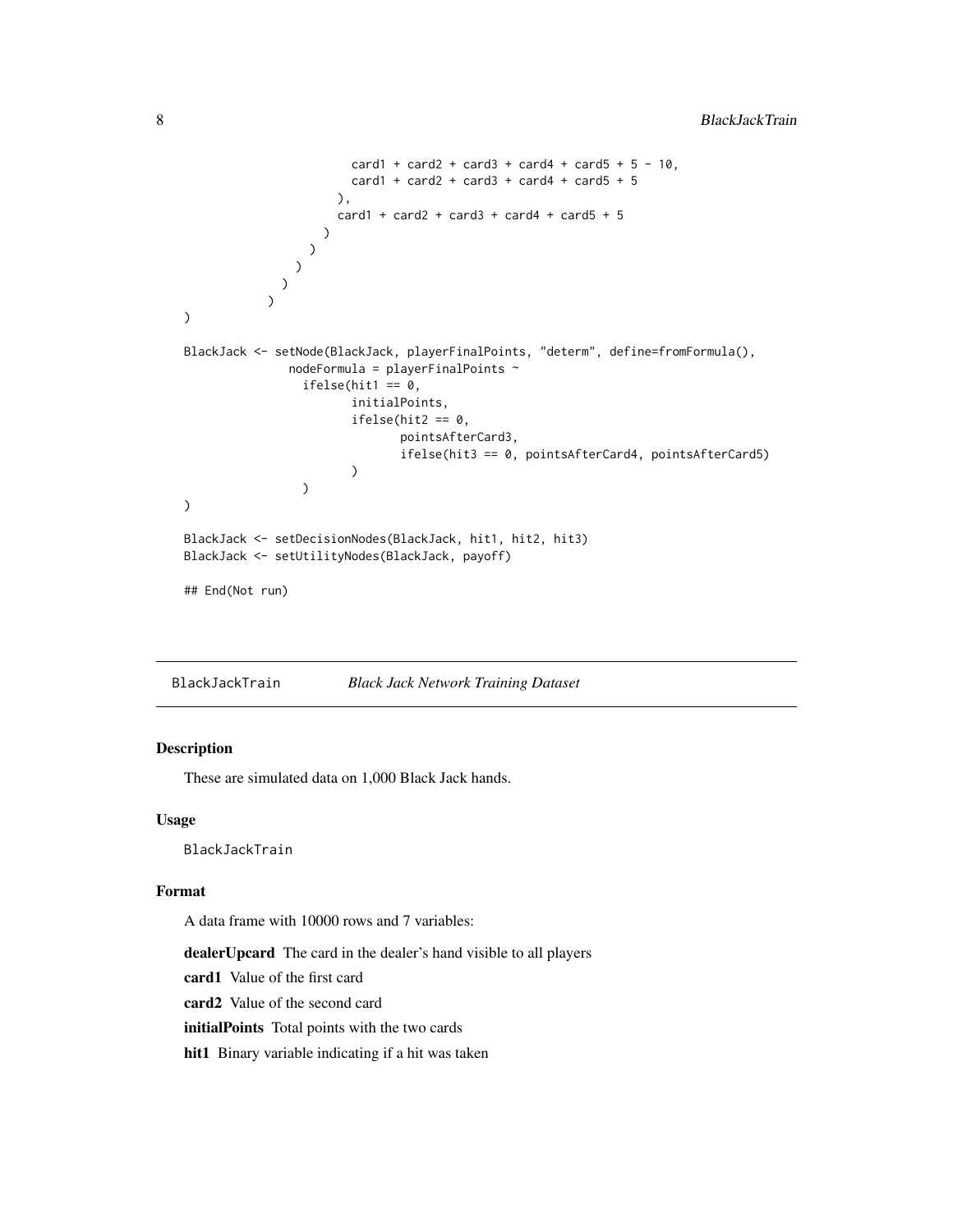```
                        card1 + card2 + card3 + card4 + card5 + 5 - 10,
                        card1 + card2 + card3 + card4 + card5 + 5
                      ),
                      card1 + card2 + card3 + card4 + card5 + 5
                    )
                  )
                )
              )
            )
)

BlackJack <- setNode(BlackJack, playerFinalPoints, "determ", define=fromFormula(),
               nodeFormula = playerFinalPoints ~
                 ifelse(hit1 == 0,
                        initialPoints,
                        ifelse(hit2 == 0,
                               pointsAfterCard3,
                               ifelse(hit3 == 0, pointsAfterCard4, pointsAfterCard5)
                        )
                 )
)

BlackJack <- setDecisionNodes(BlackJack, hit1, hit2, hit3)
BlackJack <- setUtilityNodes(BlackJack, payoff)

## End(Not run)
```

---

BlackJackTrain &nbsp;&nbsp;&nbsp;&nbsp; *Black Jack Network Training Dataset*

---

### Description

These are simulated data on 1,000 Black Jack hands.

### Usage

```
BlackJackTrain
```

### Format

A data frame with 10000 rows and 7 variables:

**dealerUpcard** The card in the dealer's hand visible to all players

**card1** Value of the first card

**card2** Value of the second card

**initialPoints** Total points with the two cards

**hit1** Binary variable indicating if a hit was taken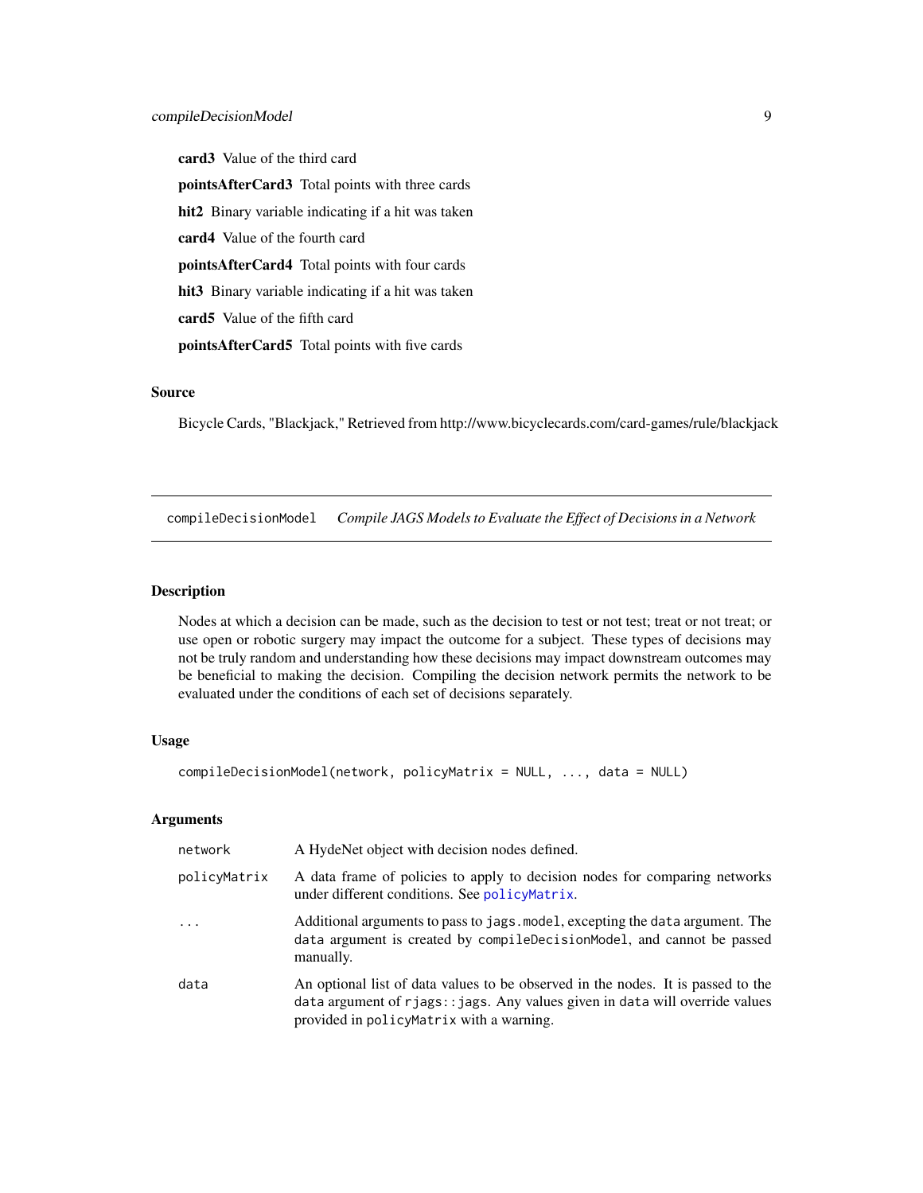**card3** Value of the third card

**pointsAfterCard3** Total points with three cards

**hit2** Binary variable indicating if a hit was taken

**card4** Value of the fourth card

**pointsAfterCard4** Total points with four cards

**hit3** Binary variable indicating if a hit was taken

**card5** Value of the fifth card

**pointsAfterCard5** Total points with five cards

### Source

Bicycle Cards, "Blackjack," Retrieved from http://www.bicyclecards.com/card-games/rule/blackjack

---

## compileDecisionModel *Compile JAGS Models to Evaluate the Effect of Decisions in a Network*

### Description

Nodes at which a decision can be made, such as the decision to test or not test; treat or not treat; or use open or robotic surgery may impact the outcome for a subject. These types of decisions may not be truly random and understanding how these decisions may impact downstream outcomes may be beneficial to making the decision. Compiling the decision network permits the network to be evaluated under the conditions of each set of decisions separately.

### Usage

```
compileDecisionModel(network, policyMatrix = NULL, ..., data = NULL)
```

### Arguments

| | |
|---|---|
| `network` | A HydeNet object with decision nodes defined. |
| `policyMatrix` | A data frame of policies to apply to decision nodes for comparing networks under different conditions. See `policyMatrix`. |
| `...` | Additional arguments to pass to `jags.model`, excepting the `data` argument. The `data` argument is created by `compileDecisionModel`, and cannot be passed manually. |
| `data` | An optional list of data values to be observed in the nodes. It is passed to the `data` argument of `rjags::jags`. Any values given in `data` will override values provided in `policyMatrix` with a warning. |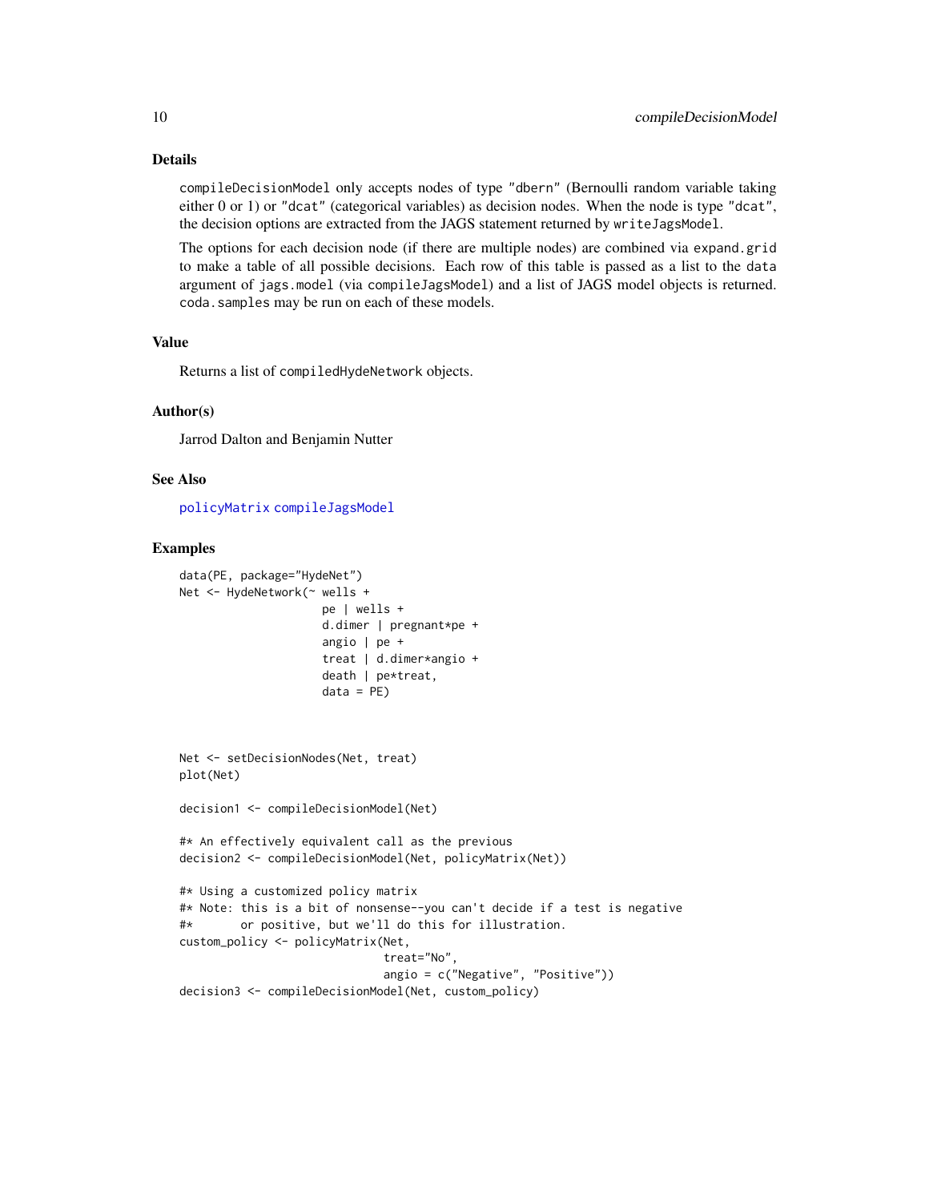## Details

`compileDecisionModel` only accepts nodes of type `"dbern"` (Bernoulli random variable taking either 0 or 1) or `"dcat"` (categorical variables) as decision nodes. When the node is type `"dcat"`, the decision options are extracted from the JAGS statement returned by `writeJagsModel`.

The options for each decision node (if there are multiple nodes) are combined via `expand.grid` to make a table of all possible decisions. Each row of this table is passed as a list to the `data` argument of `jags.model` (via `compileJagsModel`) and a list of JAGS model objects is returned. `coda.samples` may be run on each of these models.

## Value

Returns a list of `compiledHydeNetwork` objects.

## Author(s)

Jarrod Dalton and Benjamin Nutter

## See Also

`policyMatrix` `compileJagsModel`

## Examples

```
data(PE, package="HydeNet")
Net <- HydeNetwork(~ wells +
                     pe | wells +
                     d.dimer | pregnant*pe +
                     angio | pe +
                     treat | d.dimer*angio +
                     death | pe*treat,
                     data = PE)



Net <- setDecisionNodes(Net, treat)
plot(Net)

decision1 <- compileDecisionModel(Net)

#* An effectively equivalent call as the previous
decision2 <- compileDecisionModel(Net, policyMatrix(Net))

#* Using a customized policy matrix
#* Note: this is a bit of nonsense--you can't decide if a test is negative
#*       or positive, but we'll do this for illustration.
custom_policy <- policyMatrix(Net,
                              treat="No",
                              angio = c("Negative", "Positive"))
decision3 <- compileDecisionModel(Net, custom_policy)
```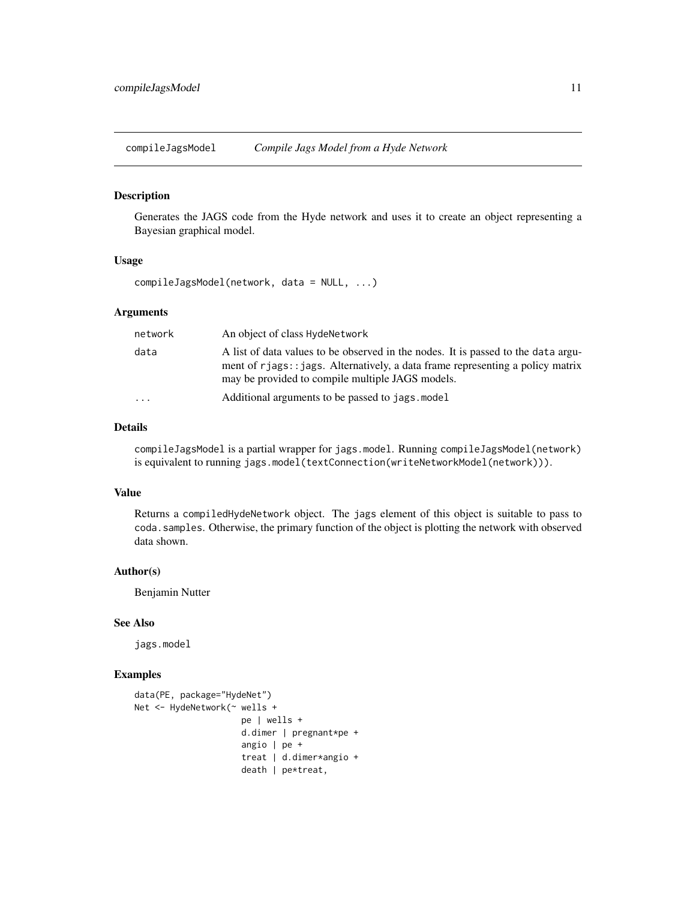## compileJagsModel — *Compile Jags Model from a Hyde Network*

### Description

Generates the JAGS code from the Hyde network and uses it to create an object representing a Bayesian graphical model.

### Usage

```
compileJagsModel(network, data = NULL, ...)
```

### Arguments

| | |
|---|---|
| network | An object of class HydeNetwork |
| data | A list of data values to be observed in the nodes. It is passed to the data argument of rjags::jags. Alternatively, a data frame representing a policy matrix may be provided to compile multiple JAGS models. |
| ... | Additional arguments to be passed to jags.model |

### Details

compileJagsModel is a partial wrapper for jags.model. Running compileJagsModel(network) is equivalent to running jags.model(textConnection(writeNetworkModel(network))).

### Value

Returns a compiledHydeNetwork object. The jags element of this object is suitable to pass to coda.samples. Otherwise, the primary function of the object is plotting the network with observed data shown.

### Author(s)

Benjamin Nutter

### See Also

jags.model

### Examples

```
data(PE, package="HydeNet")
Net <- HydeNetwork(~ wells +
                     pe | wells +
                     d.dimer | pregnant*pe +
                     angio | pe +
                     treat | d.dimer*angio +
                     death | pe*treat,
```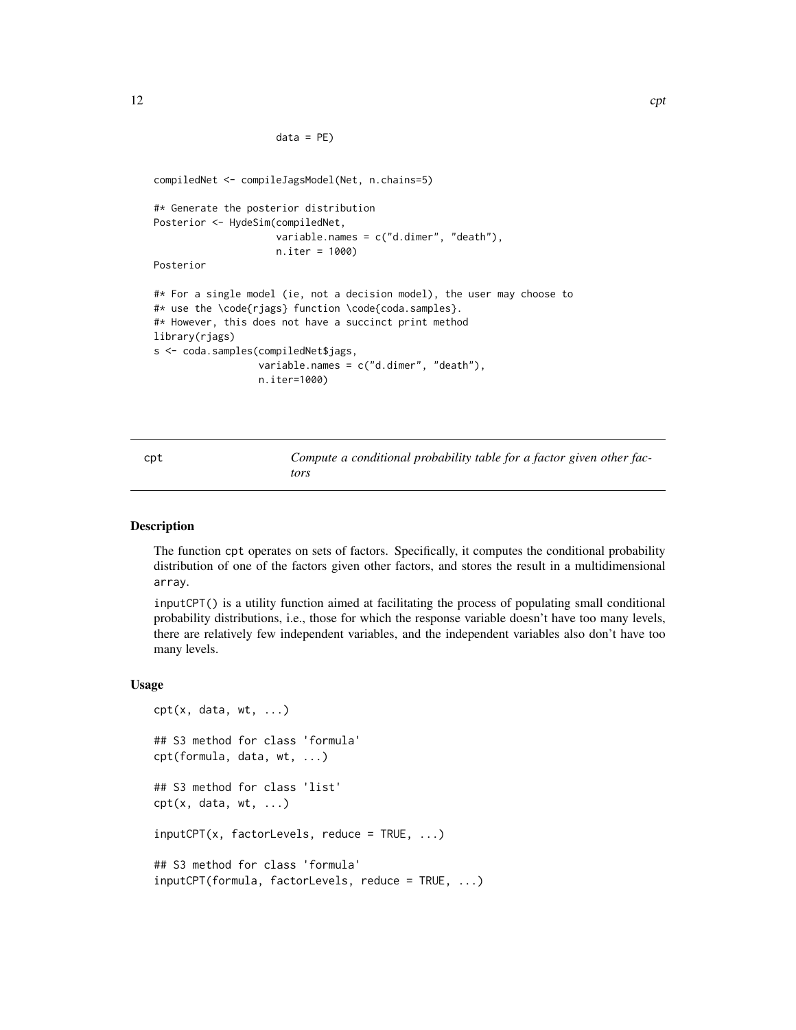```
                     data = PE)


compiledNet <- compileJagsModel(Net, n.chains=5)

#* Generate the posterior distribution
Posterior <- HydeSim(compiledNet,
                     variable.names = c("d.dimer", "death"),
                     n.iter = 1000)
Posterior

#* For a single model (ie, not a decision model), the user may choose to
#* use the \code{rjags} function \code{coda.samples}.
#* However, this does not have a succinct print method
library(rjags)
s <- coda.samples(compiledNet$jags,
                  variable.names = c("d.dimer", "death"),
                  n.iter=1000)
```

## cpt — *Compute a conditional probability table for a factor given other factors*

### Description

The function cpt operates on sets of factors. Specifically, it computes the conditional probability distribution of one of the factors given other factors, and stores the result in a multidimensional array.

inputCPT() is a utility function aimed at facilitating the process of populating small conditional probability distributions, i.e., those for which the response variable doesn't have too many levels, there are relatively few independent variables, and the independent variables also don't have too many levels.

### Usage

```
cpt(x, data, wt, ...)

## S3 method for class 'formula'
cpt(formula, data, wt, ...)

## S3 method for class 'list'
cpt(x, data, wt, ...)

inputCPT(x, factorLevels, reduce = TRUE, ...)

## S3 method for class 'formula'
inputCPT(formula, factorLevels, reduce = TRUE, ...)
```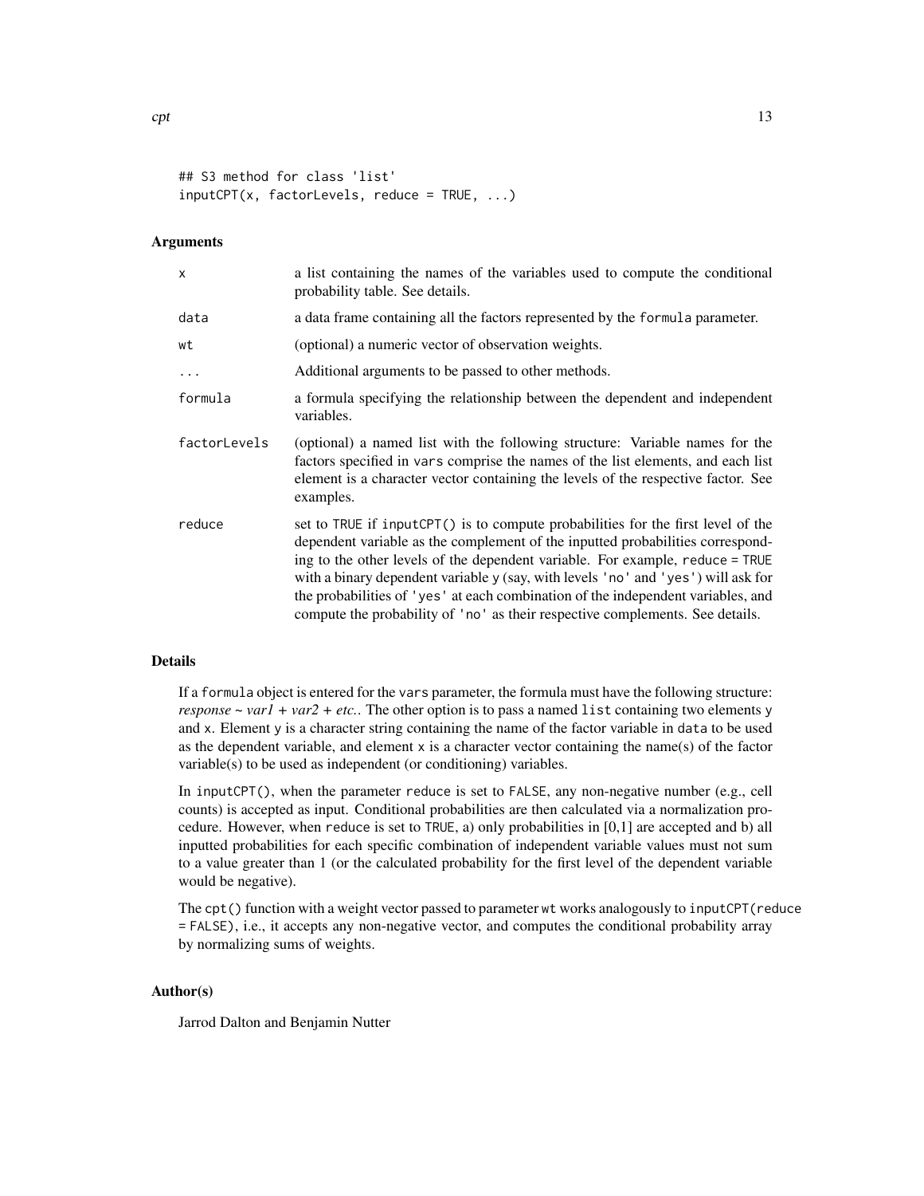```
## S3 method for class 'list'
inputCPT(x, factorLevels, reduce = TRUE, ...)
```

### Arguments

| | |
|---|---|
| `x` | a list containing the names of the variables used to compute the conditional probability table. See details. |
| `data` | a data frame containing all the factors represented by the `formula` parameter. |
| `wt` | (optional) a numeric vector of observation weights. |
| `...` | Additional arguments to be passed to other methods. |
| `formula` | a formula specifying the relationship between the dependent and independent variables. |
| `factorLevels` | (optional) a named list with the following structure: Variable names for the factors specified in `vars` comprise the names of the list elements, and each list element is a character vector containing the levels of the respective factor. See examples. |
| `reduce` | set to `TRUE` if `inputCPT()` is to compute probabilities for the first level of the dependent variable as the complement of the inputted probabilities corresponding to the other levels of the dependent variable. For example, `reduce = TRUE` with a binary dependent variable `y` (say, with levels `'no'` and `'yes'`) will ask for the probabilities of `'yes'` at each combination of the independent variables, and compute the probability of `'no'` as their respective complements. See details. |

### Details

If a `formula` object is entered for the `vars` parameter, the formula must have the following structure: *response ~ var1 + var2 + etc.*. The other option is to pass a named `list` containing two elements `y` and `x`. Element `y` is a character string containing the name of the factor variable in `data` to be used as the dependent variable, and element `x` is a character vector containing the name(s) of the factor variable(s) to be used as independent (or conditioning) variables.

In `inputCPT()`, when the parameter `reduce` is set to `FALSE`, any non-negative number (e.g., cell counts) is accepted as input. Conditional probabilities are then calculated via a normalization procedure. However, when `reduce` is set to `TRUE`, a) only probabilities in [0,1] are accepted and b) all inputted probabilities for each specific combination of independent variable values must not sum to a value greater than 1 (or the calculated probability for the first level of the dependent variable would be negative).

The `cpt()` function with a weight vector passed to parameter `wt` works analogously to `inputCPT(reduce = FALSE)`, i.e., it accepts any non-negative vector, and computes the conditional probability array by normalizing sums of weights.

### Author(s)

Jarrod Dalton and Benjamin Nutter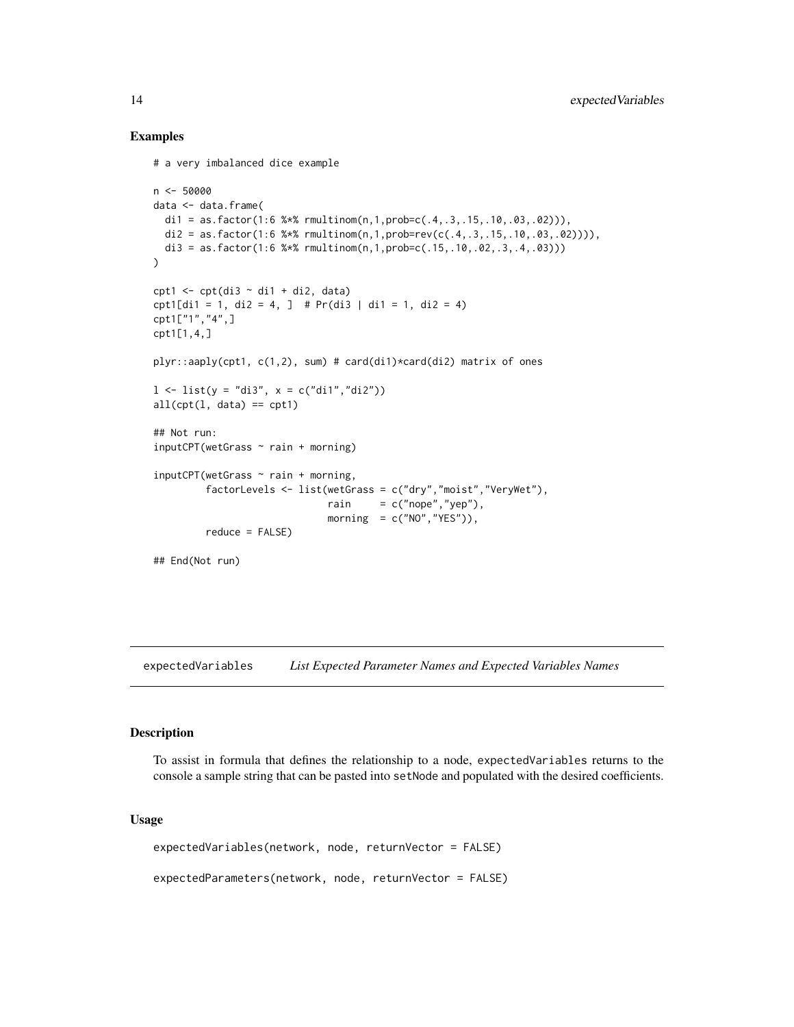## Examples

```
# a very imbalanced dice example

n <- 50000
data <- data.frame(
  di1 = as.factor(1:6 %*% rmultinom(n,1,prob=c(.4,.3,.15,.10,.03,.02))),
  di2 = as.factor(1:6 %*% rmultinom(n,1,prob=rev(c(.4,.3,.15,.10,.03,.02)))),
  di3 = as.factor(1:6 %*% rmultinom(n,1,prob=c(.15,.10,.02,.3,.4,.03)))
)

cpt1 <- cpt(di3 ~ di1 + di2, data)
cpt1[di1 = 1, di2 = 4, ]  # Pr(di3 | di1 = 1, di2 = 4)
cpt1["1","4",]
cpt1[1,4,]

plyr::aaply(cpt1, c(1,2), sum) # card(di1)*card(di2) matrix of ones

l <- list(y = "di3", x = c("di1","di2"))
all(cpt(l, data) == cpt1)

## Not run:
inputCPT(wetGrass ~ rain + morning)

inputCPT(wetGrass ~ rain + morning,
         factorLevels <- list(wetGrass = c("dry","moist","VeryWet"),
                              rain     = c("nope","yep"),
                              morning  = c("NO","YES")),
         reduce = FALSE)

## End(Not run)
```

## expectedVariables *List Expected Parameter Names and Expected Variables Names*

### Description

To assist in formula that defines the relationship to a node, expectedVariables returns to the console a sample string that can be pasted into setNode and populated with the desired coefficients.

### Usage

```
expectedVariables(network, node, returnVector = FALSE)

expectedParameters(network, node, returnVector = FALSE)
```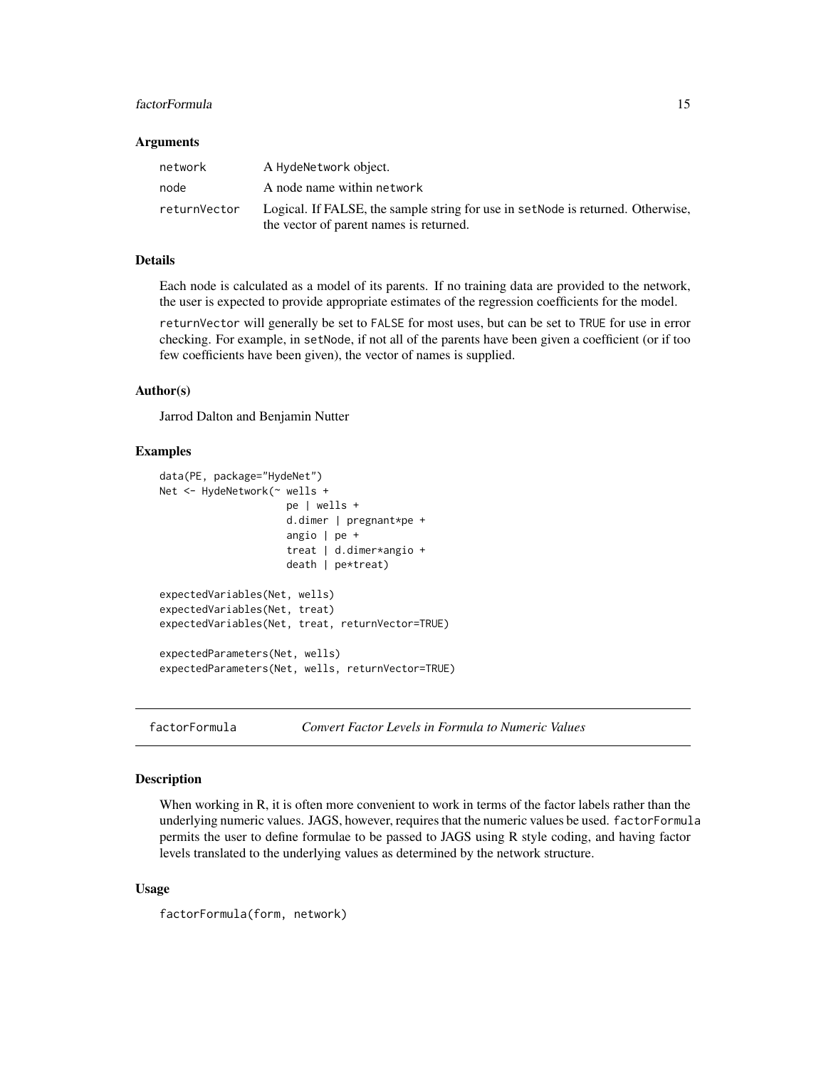### Arguments

| | |
|---|---|
| network | A HydeNetwork object. |
| node | A node name within network |
| returnVector | Logical. If FALSE, the sample string for use in setNode is returned. Otherwise, the vector of parent names is returned. |

### Details

Each node is calculated as a model of its parents. If no training data are provided to the network, the user is expected to provide appropriate estimates of the regression coefficients for the model.

returnVector will generally be set to FALSE for most uses, but can be set to TRUE for use in error checking. For example, in setNode, if not all of the parents have been given a coefficient (or if too few coefficients have been given), the vector of names is supplied.

### Author(s)

Jarrod Dalton and Benjamin Nutter

### Examples

```
data(PE, package="HydeNet")
Net <- HydeNetwork(~ wells +
                     pe | wells +
                     d.dimer | pregnant*pe +
                     angio | pe +
                     treat | d.dimer*angio +
                     death | pe*treat)

expectedVariables(Net, wells)
expectedVariables(Net, treat)
expectedVariables(Net, treat, returnVector=TRUE)

expectedParameters(Net, wells)
expectedParameters(Net, wells, returnVector=TRUE)
```

---

## factorFormula *Convert Factor Levels in Formula to Numeric Values*

### Description

When working in R, it is often more convenient to work in terms of the factor labels rather than the underlying numeric values. JAGS, however, requires that the numeric values be used. factorFormula permits the user to define formulae to be passed to JAGS using R style coding, and having factor levels translated to the underlying values as determined by the network structure.

### Usage

```
factorFormula(form, network)
```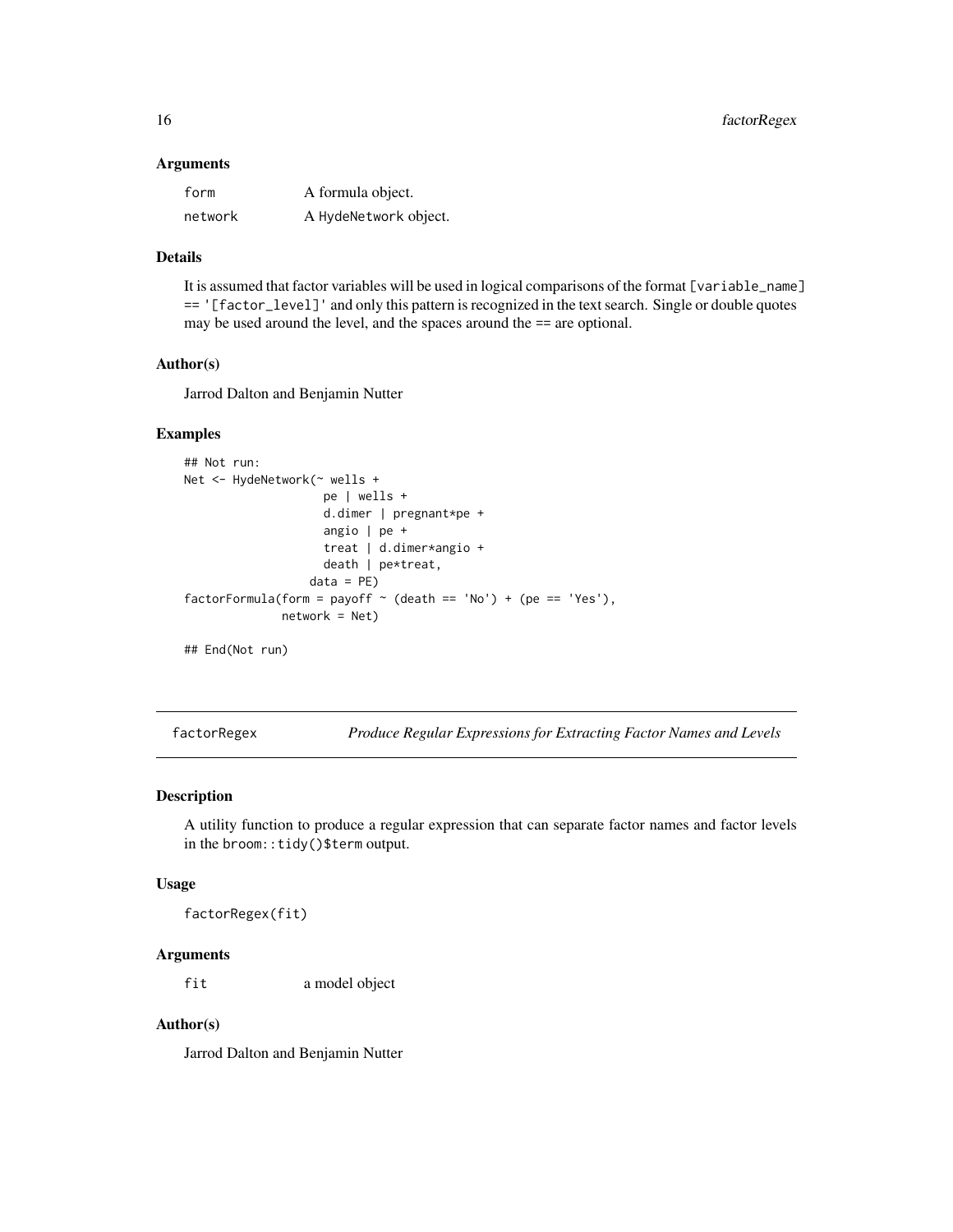### Arguments

| | |
|---|---|
| form | A formula object. |
| network | A HydeNetwork object. |

### Details

It is assumed that factor variables will be used in logical comparisons of the format [variable_name] == '[factor_level]' and only this pattern is recognized in the text search. Single or double quotes may be used around the level, and the spaces around the == are optional.

### Author(s)

Jarrod Dalton and Benjamin Nutter

### Examples

```
## Not run:
Net <- HydeNetwork(~ wells +
                    pe | wells +
                    d.dimer | pregnant*pe +
                    angio | pe +
                    treat | d.dimer*angio +
                    death | pe*treat,
                  data = PE)
factorFormula(form = payoff ~ (death == 'No') + (pe == 'Yes'),
              network = Net)

## End(Not run)
```

---

## factorRegex *Produce Regular Expressions for Extracting Factor Names and Levels*

### Description

A utility function to produce a regular expression that can separate factor names and factor levels in the broom::tidy()$term output.

### Usage

```
factorRegex(fit)
```

### Arguments

| | |
|---|---|
| fit | a model object |

### Author(s)

Jarrod Dalton and Benjamin Nutter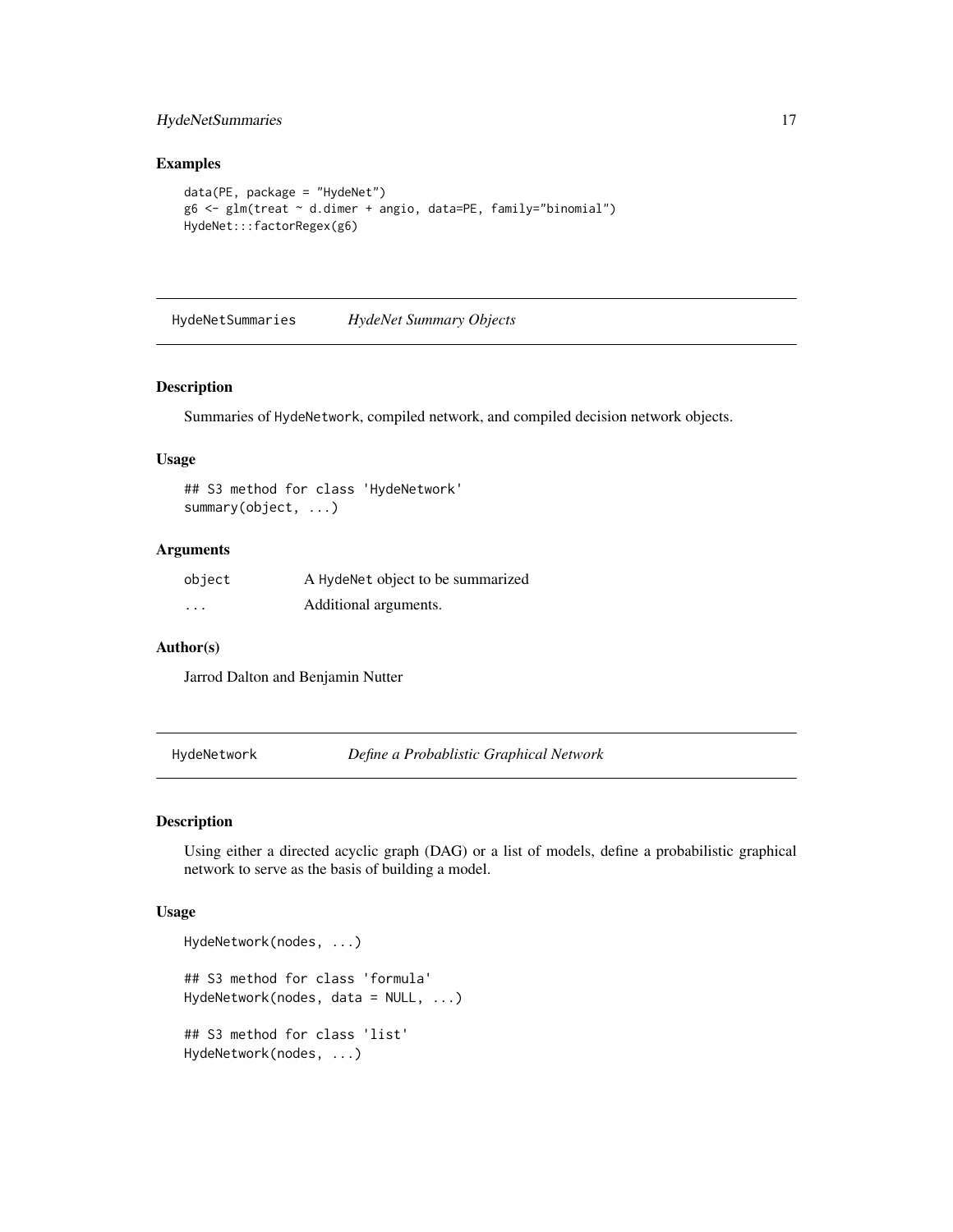## Examples

```
data(PE, package = "HydeNet")
g6 <- glm(treat ~ d.dimer + angio, data=PE, family="binomial")
HydeNet:::factorRegex(g6)
```

---

# HydeNetSummaries    *HydeNet Summary Objects*

---

## Description

Summaries of HydeNetwork, compiled network, and compiled decision network objects.

## Usage

```
## S3 method for class 'HydeNetwork'
summary(object, ...)
```

## Arguments

| | |
|---|---|
| object | A HydeNet object to be summarized |
| ... | Additional arguments. |

## Author(s)

Jarrod Dalton and Benjamin Nutter

---

# HydeNetwork    *Define a Probablistic Graphical Network*

---

## Description

Using either a directed acyclic graph (DAG) or a list of models, define a probabilistic graphical network to serve as the basis of building a model.

## Usage

```
HydeNetwork(nodes, ...)

## S3 method for class 'formula'
HydeNetwork(nodes, data = NULL, ...)

## S3 method for class 'list'
HydeNetwork(nodes, ...)
```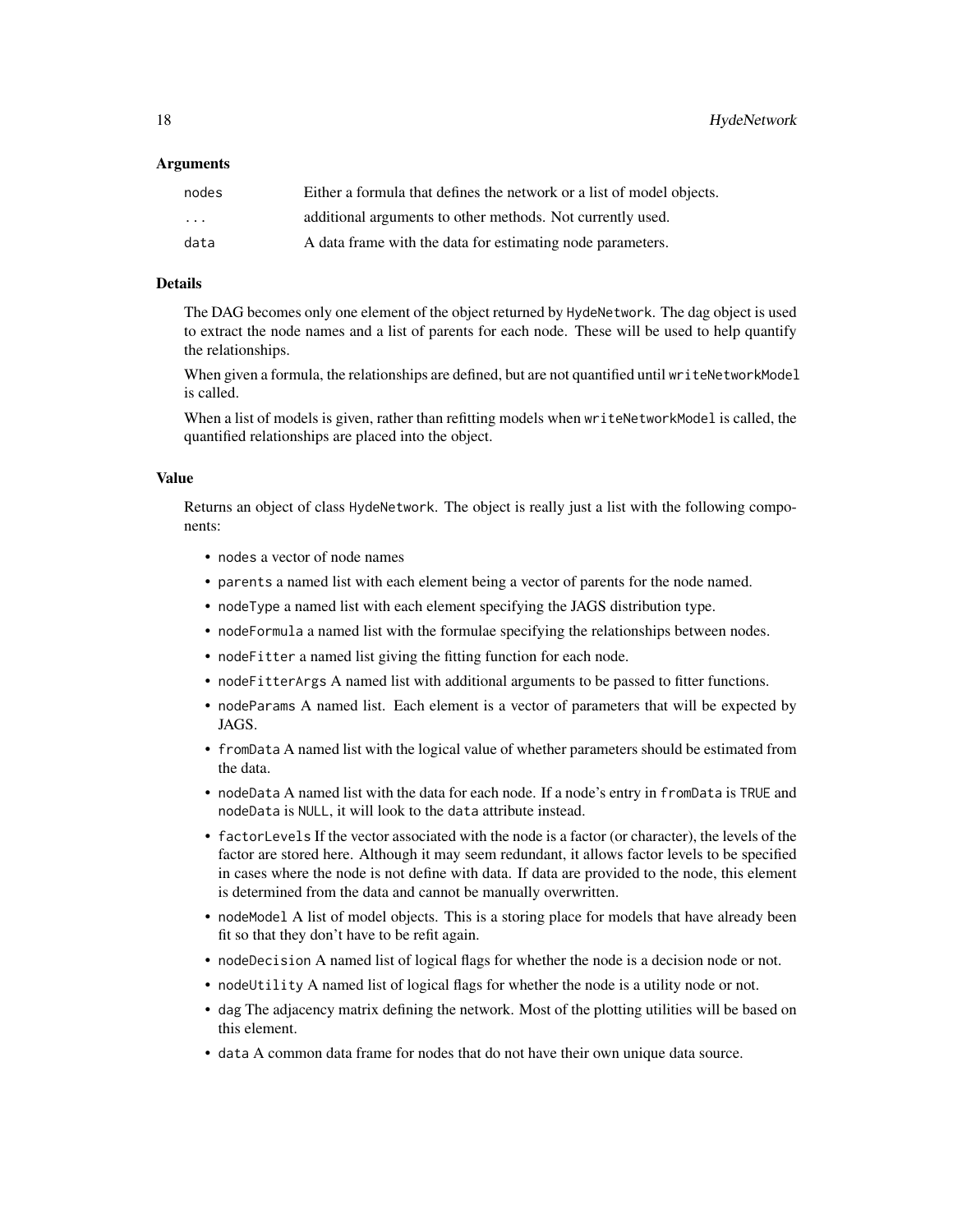### Arguments

| | |
|---|---|
| `nodes` | Either a formula that defines the network or a list of model objects. |
| `...` | additional arguments to other methods. Not currently used. |
| `data` | A data frame with the data for estimating node parameters. |

### Details

The DAG becomes only one element of the object returned by `HydeNetwork`. The dag object is used to extract the node names and a list of parents for each node. These will be used to help quantify the relationships.

When given a formula, the relationships are defined, but are not quantified until `writeNetworkModel` is called.

When a list of models is given, rather than refitting models when `writeNetworkModel` is called, the quantified relationships are placed into the object.

### Value

Returns an object of class `HydeNetwork`. The object is really just a list with the following components:

- `nodes` a vector of node names
- `parents` a named list with each element being a vector of parents for the node named.
- `nodeType` a named list with each element specifying the JAGS distribution type.
- `nodeFormula` a named list with the formulae specifying the relationships between nodes.
- `nodeFitter` a named list giving the fitting function for each node.
- `nodeFitterArgs` A named list with additional arguments to be passed to fitter functions.
- `nodeParams` A named list. Each element is a vector of parameters that will be expected by JAGS.
- `fromData` A named list with the logical value of whether parameters should be estimated from the data.
- `nodeData` A named list with the data for each node. If a node's entry in `fromData` is `TRUE` and `nodeData` is `NULL`, it will look to the `data` attribute instead.
- `factorLevels` If the vector associated with the node is a factor (or character), the levels of the factor are stored here. Although it may seem redundant, it allows factor levels to be specified in cases where the node is not define with data. If data are provided to the node, this element is determined from the data and cannot be manually overwritten.
- `nodeModel` A list of model objects. This is a storing place for models that have already been fit so that they don't have to be refit again.
- `nodeDecision` A named list of logical flags for whether the node is a decision node or not.
- `nodeUtility` A named list of logical flags for whether the node is a utility node or not.
- `dag` The adjacency matrix defining the network. Most of the plotting utilities will be based on this element.
- `data` A common data frame for nodes that do not have their own unique data source.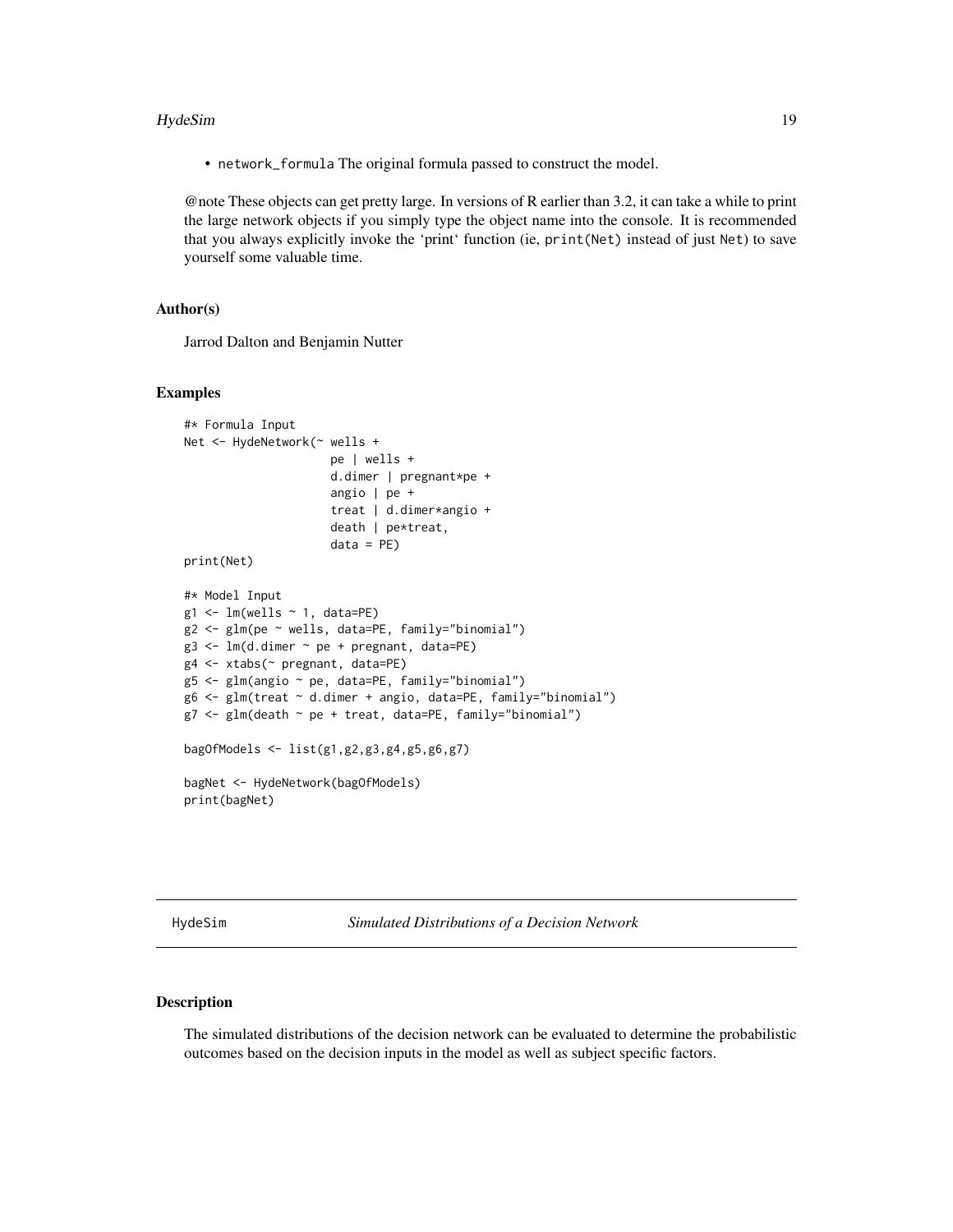- network_formula The original formula passed to construct the model.

@note These objects can get pretty large. In versions of R earlier than 3.2, it can take a while to print the large network objects if you simply type the object name into the console. It is recommended that you always explicitly invoke the 'print' function (ie, print(Net) instead of just Net) to save yourself some valuable time.

### Author(s)

Jarrod Dalton and Benjamin Nutter

### Examples

```
#* Formula Input
Net <- HydeNetwork(~ wells +
                     pe | wells +
                     d.dimer | pregnant*pe +
                     angio | pe +
                     treat | d.dimer*angio +
                     death | pe*treat,
                     data = PE)
print(Net)

#* Model Input
g1 <- lm(wells ~ 1, data=PE)
g2 <- glm(pe ~ wells, data=PE, family="binomial")
g3 <- lm(d.dimer ~ pe + pregnant, data=PE)
g4 <- xtabs(~ pregnant, data=PE)
g5 <- glm(angio ~ pe, data=PE, family="binomial")
g6 <- glm(treat ~ d.dimer + angio, data=PE, family="binomial")
g7 <- glm(death ~ pe + treat, data=PE, family="binomial")

bagOfModels <- list(g1,g2,g3,g4,g5,g6,g7)

bagNet <- HydeNetwork(bagOfModels)
print(bagNet)
```

---

## HydeSim — *Simulated Distributions of a Decision Network*

### Description

The simulated distributions of the decision network can be evaluated to determine the probabilistic outcomes based on the decision inputs in the model as well as subject specific factors.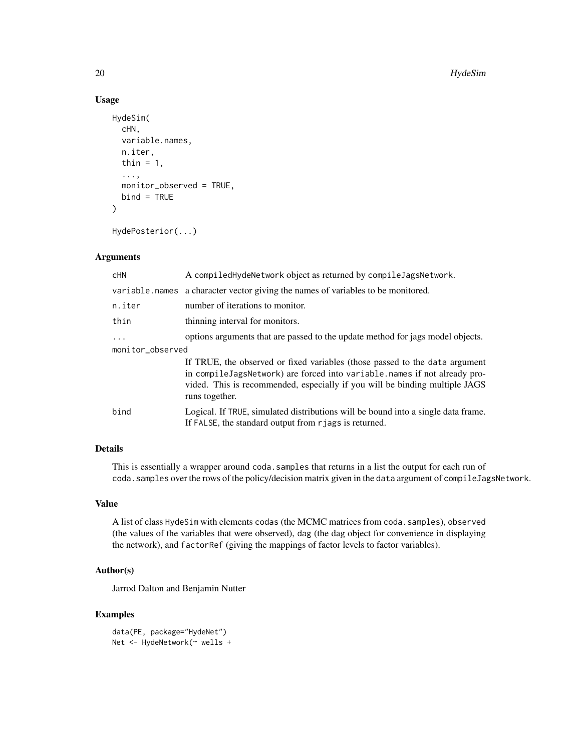### Usage

```
HydeSim(
  cHN,
  variable.names,
  n.iter,
  thin = 1,
  ...,
  monitor_observed = TRUE,
  bind = TRUE
)

HydePosterior(...)
```

### Arguments

| | |
|---|---|
| cHN | A compiledHydeNetwork object as returned by compileJagsNetwork. |
| variable.names | a character vector giving the names of variables to be monitored. |
| n.iter | number of iterations to monitor. |
| thin | thinning interval for monitors. |
| ... | options arguments that are passed to the update method for jags model objects. |
| monitor_observed | If TRUE, the observed or fixed variables (those passed to the data argument in compileJagsNetwork) are forced into variable.names if not already provided. This is recommended, especially if you will be binding multiple JAGS runs together. |
| bind | Logical. If TRUE, simulated distributions will be bound into a single data frame. If FALSE, the standard output from rjags is returned. |

### Details

This is essentially a wrapper around coda.samples that returns in a list the output for each run of coda.samples over the rows of the policy/decision matrix given in the data argument of compileJagsNetwork.

### Value

A list of class HydeSim with elements codas (the MCMC matrices from coda.samples), observed (the values of the variables that were observed), dag (the dag object for convenience in displaying the network), and factorRef (giving the mappings of factor levels to factor variables).

### Author(s)

Jarrod Dalton and Benjamin Nutter

### Examples

```
data(PE, package="HydeNet")
Net <- HydeNetwork(~ wells +
```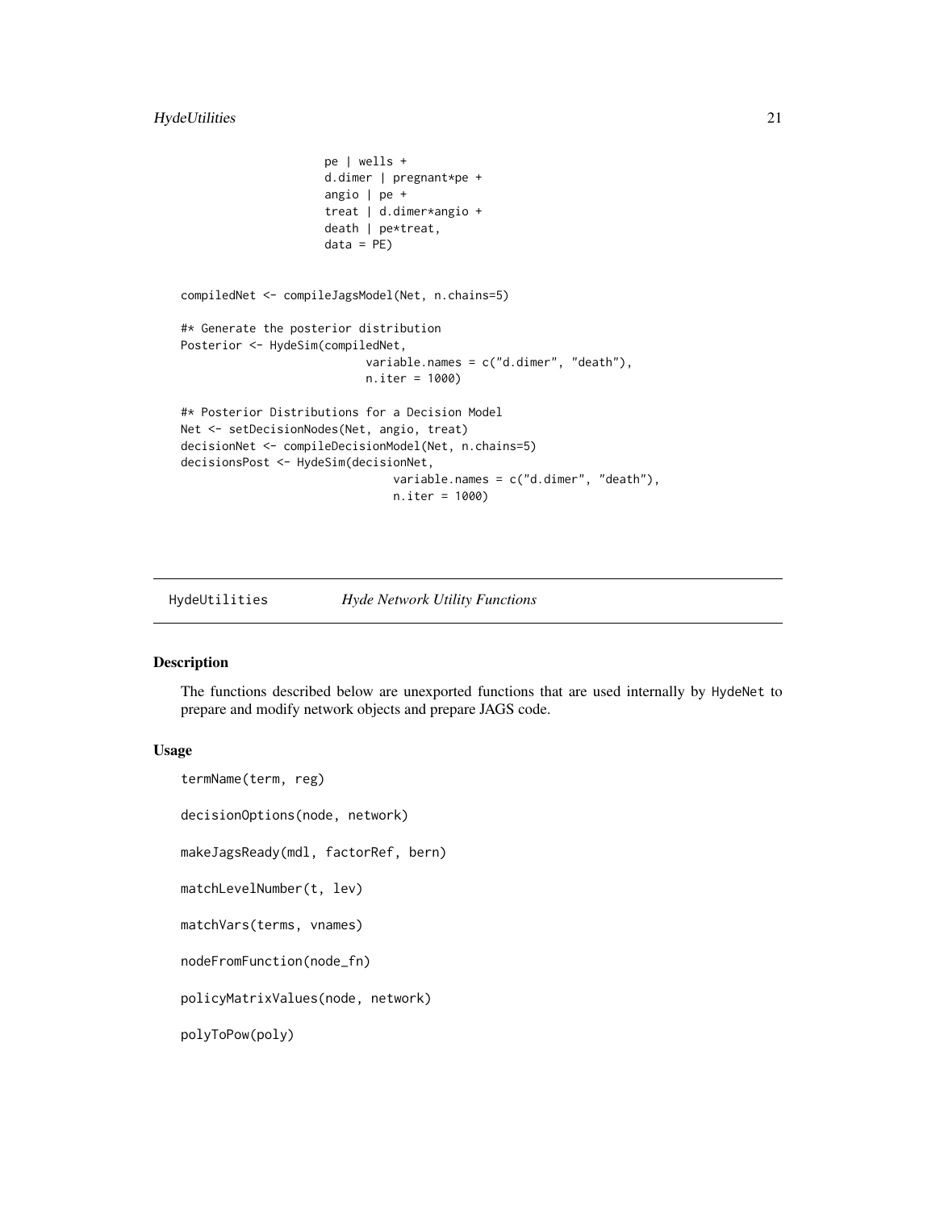```
                    pe | wells +
                    d.dimer | pregnant*pe +
                    angio | pe +
                    treat | d.dimer*angio +
                    death | pe*treat,
                    data = PE)


compiledNet <- compileJagsModel(Net, n.chains=5)

#* Generate the posterior distribution
Posterior <- HydeSim(compiledNet,
                          variable.names = c("d.dimer", "death"),
                          n.iter = 1000)

#* Posterior Distributions for a Decision Model
Net <- setDecisionNodes(Net, angio, treat)
decisionNet <- compileDecisionModel(Net, n.chains=5)
decisionsPost <- HydeSim(decisionNet,
                              variable.names = c("d.dimer", "death"),
                              n.iter = 1000)
```

## HydeUtilities *Hyde Network Utility Functions*

### Description

The functions described below are unexported functions that are used internally by HydeNet to prepare and modify network objects and prepare JAGS code.

### Usage

```
termName(term, reg)

decisionOptions(node, network)

makeJagsReady(mdl, factorRef, bern)

matchLevelNumber(t, lev)

matchVars(terms, vnames)

nodeFromFunction(node_fn)

policyMatrixValues(node, network)

polyToPow(poly)
```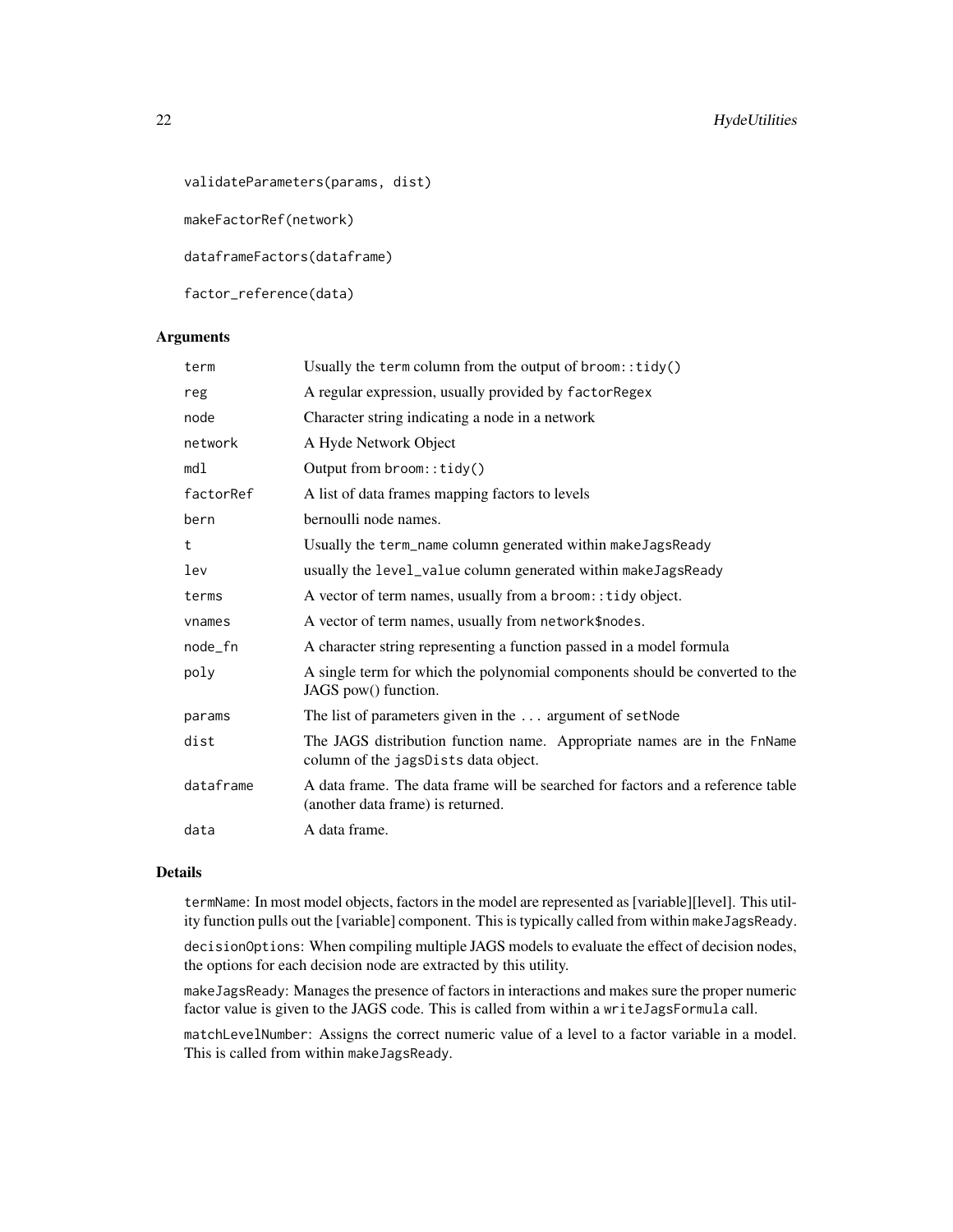```
validateParameters(params, dist)

makeFactorRef(network)

dataframeFactors(dataframe)

factor_reference(data)
```

### Arguments

| | |
|---|---|
| term | Usually the `term` column from the output of `broom::tidy()` |
| reg | A regular expression, usually provided by `factorRegex` |
| node | Character string indicating a node in a network |
| network | A Hyde Network Object |
| mdl | Output from `broom::tidy()` |
| factorRef | A list of data frames mapping factors to levels |
| bern | bernoulli node names. |
| t | Usually the `term_name` column generated within `makeJagsReady` |
| lev | usually the `level_value` column generated within `makeJagsReady` |
| terms | A vector of term names, usually from a `broom::tidy` object. |
| vnames | A vector of term names, usually from `network$nodes`. |
| node_fn | A character string representing a function passed in a model formula |
| poly | A single term for which the polynomial components should be converted to the JAGS pow() function. |
| params | The list of parameters given in the `...` argument of `setNode` |
| dist | The JAGS distribution function name. Appropriate names are in the `FnName` column of the `jagsDists` data object. |
| dataframe | A data frame. The data frame will be searched for factors and a reference table (another data frame) is returned. |
| data | A data frame. |

### Details

`termName`: In most model objects, factors in the model are represented as [variable][level]. This utility function pulls out the [variable] component. This is typically called from within `makeJagsReady`.

`decisionOptions`: When compiling multiple JAGS models to evaluate the effect of decision nodes, the options for each decision node are extracted by this utility.

`makeJagsReady`: Manages the presence of factors in interactions and makes sure the proper numeric factor value is given to the JAGS code. This is called from within a `writeJagsFormula` call.

`matchLevelNumber`: Assigns the correct numeric value of a level to a factor variable in a model. This is called from within `makeJagsReady`.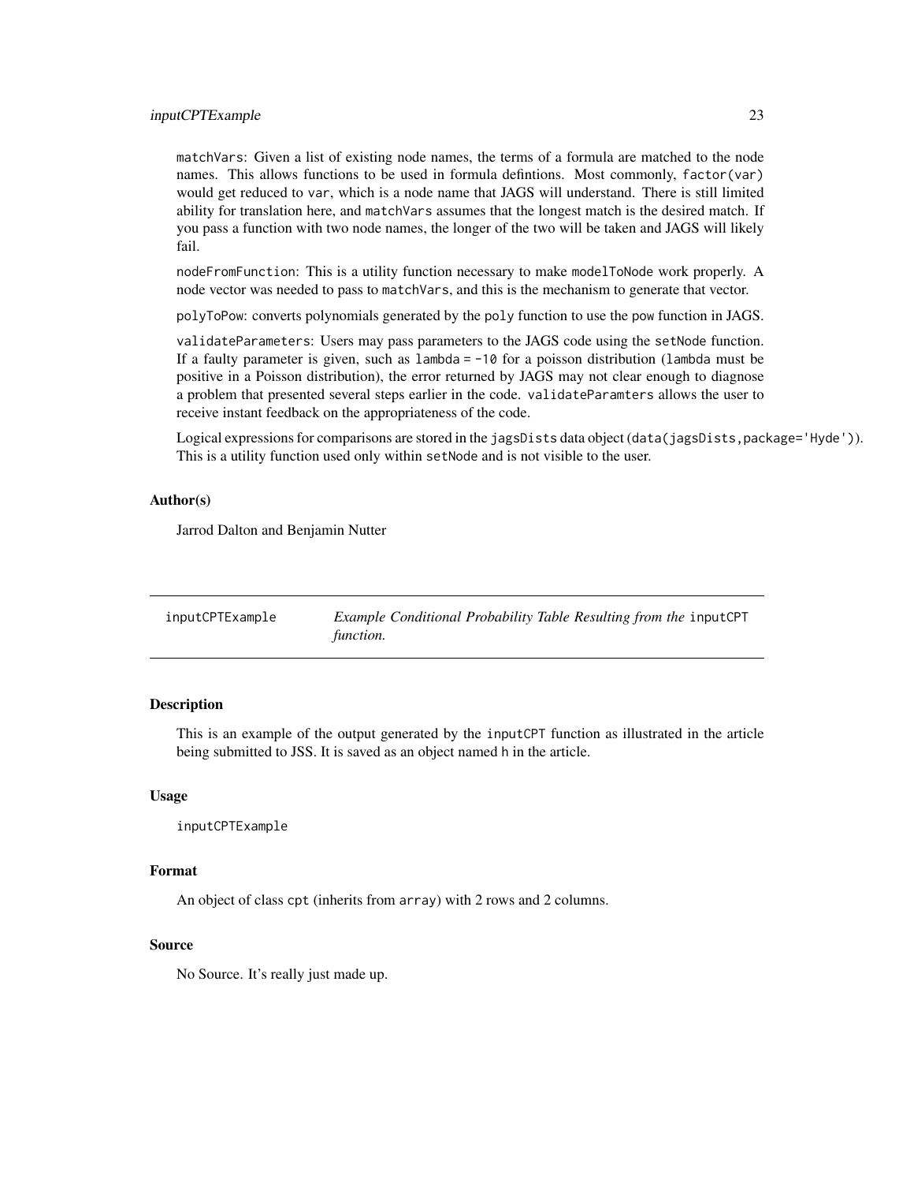matchVars: Given a list of existing node names, the terms of a formula are matched to the node names. This allows functions to be used in formula defintions. Most commonly, `factor(var)` would get reduced to `var`, which is a node name that JAGS will understand. There is still limited ability for translation here, and `matchVars` assumes that the longest match is the desired match. If you pass a function with two node names, the longer of the two will be taken and JAGS will likely fail.

nodeFromFunction: This is a utility function necessary to make `modelToNode` work properly. A node vector was needed to pass to `matchVars`, and this is the mechanism to generate that vector.

polyToPow: converts polynomials generated by the `poly` function to use the `pow` function in JAGS.

validateParameters: Users may pass parameters to the JAGS code using the `setNode` function. If a faulty parameter is given, such as `lambda = -10` for a poisson distribution (`lambda` must be positive in a Poisson distribution), the error returned by JAGS may not clear enough to diagnose a problem that presented several steps earlier in the code. `validateParamters` allows the user to receive instant feedback on the appropriateness of the code.

Logical expressions for comparisons are stored in the `jagsDists` data object (`data(jagsDists,package='Hyde')`). This is a utility function used only within `setNode` and is not visible to the user.

### Author(s)

Jarrod Dalton and Benjamin Nutter

---

## inputCPTExample — *Example Conditional Probability Table Resulting from the* `inputCPT` *function.*

---

### Description

This is an example of the output generated by the `inputCPT` function as illustrated in the article being submitted to JSS. It is saved as an object named `h` in the article.

### Usage

```
inputCPTExample
```

### Format

An object of class `cpt` (inherits from `array`) with 2 rows and 2 columns.

### Source

No Source. It's really just made up.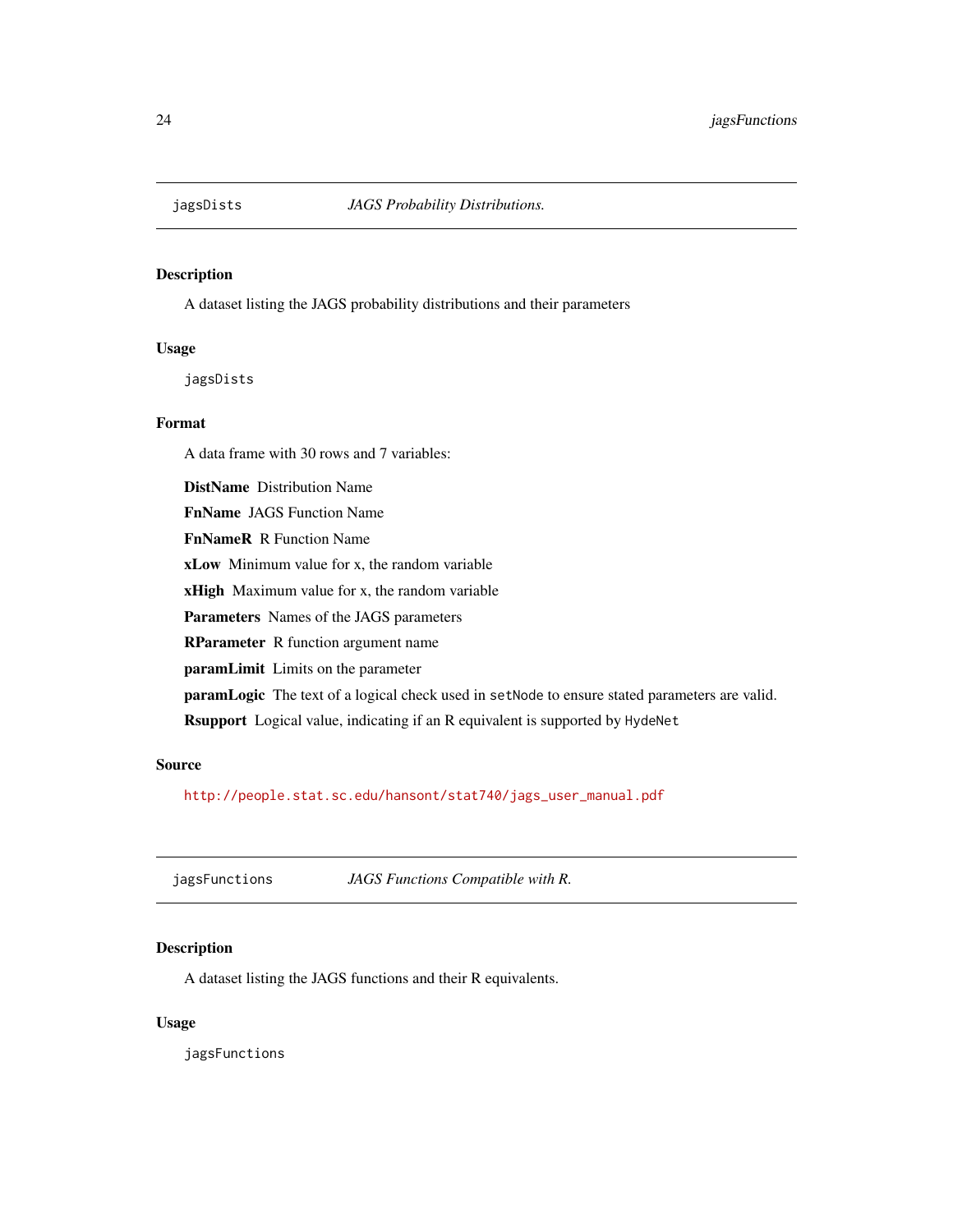## jagsDists *JAGS Probability Distributions.*

### Description

A dataset listing the JAGS probability distributions and their parameters

### Usage

```
jagsDists
```

### Format

A data frame with 30 rows and 7 variables:

**DistName** Distribution Name

**FnName** JAGS Function Name

**FnNameR** R Function Name

**xLow** Minimum value for x, the random variable

**xHigh** Maximum value for x, the random variable

**Parameters** Names of the JAGS parameters

**RParameter** R function argument name

**paramLimit** Limits on the parameter

**paramLogic** The text of a logical check used in `setNode` to ensure stated parameters are valid.

**Rsupport** Logical value, indicating if an R equivalent is supported by `HydeNet`

### Source

http://people.stat.sc.edu/hansont/stat740/jags_user_manual.pdf

## jagsFunctions *JAGS Functions Compatible with R.*

### Description

A dataset listing the JAGS functions and their R equivalents.

### Usage

```
jagsFunctions
```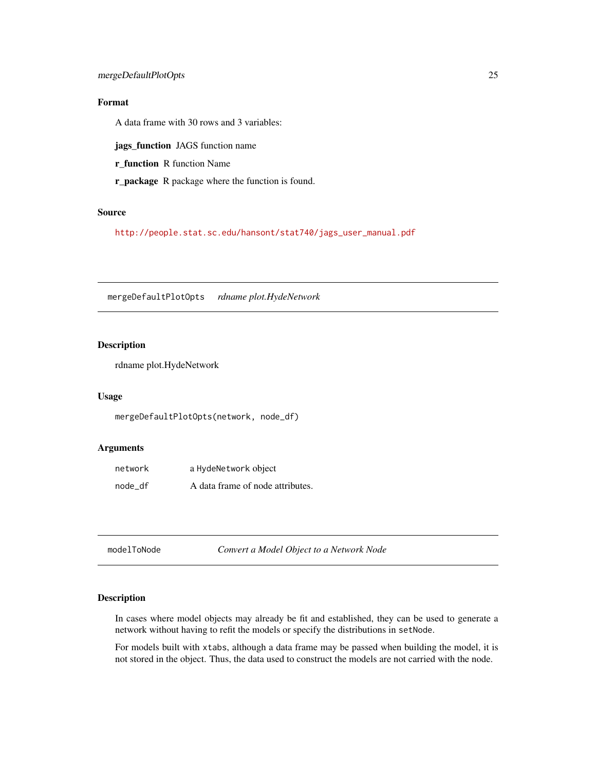### Format

A data frame with 30 rows and 3 variables:

**jags_function** JAGS function name

**r_function** R function Name

**r_package** R package where the function is found.

### Source

http://people.stat.sc.edu/hansont/stat740/jags_user_manual.pdf

---

## mergeDefaultPlotOpts *rdname plot.HydeNetwork*

### Description

rdname plot.HydeNetwork

### Usage

```
mergeDefaultPlotOpts(network, node_df)
```

### Arguments

| | |
|---|---|
| network | a HydeNetwork object |
| node_df | A data frame of node attributes. |

---

## modelToNode *Convert a Model Object to a Network Node*

### Description

In cases where model objects may already be fit and established, they can be used to generate a network without having to refit the models or specify the distributions in `setNode`.

For models built with `xtabs`, although a data frame may be passed when building the model, it is not stored in the object. Thus, the data used to construct the models are not carried with the node.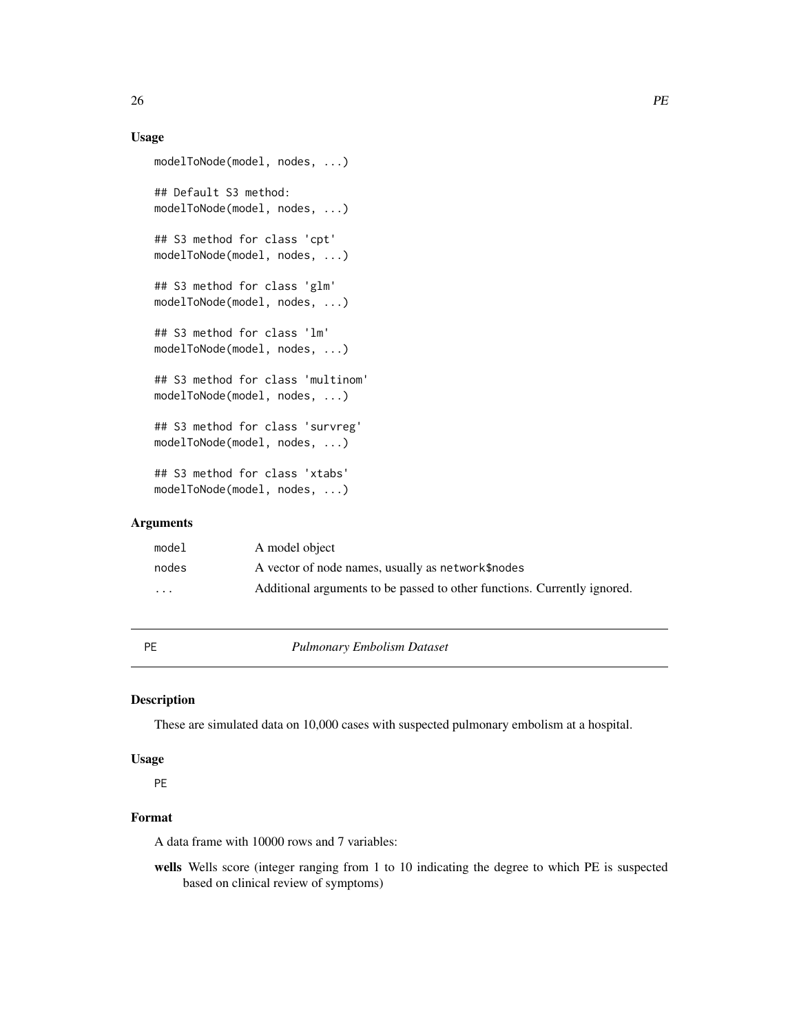### Usage

```
modelToNode(model, nodes, ...)

## Default S3 method:
modelToNode(model, nodes, ...)

## S3 method for class 'cpt'
modelToNode(model, nodes, ...)

## S3 method for class 'glm'
modelToNode(model, nodes, ...)

## S3 method for class 'lm'
modelToNode(model, nodes, ...)

## S3 method for class 'multinom'
modelToNode(model, nodes, ...)

## S3 method for class 'survreg'
modelToNode(model, nodes, ...)

## S3 method for class 'xtabs'
modelToNode(model, nodes, ...)
```

### Arguments

| | |
|---|---|
| `model` | A model object |
| `nodes` | A vector of node names, usually as `network$nodes` |
| `...` | Additional arguments to be passed to other functions. Currently ignored. |

## PE — *Pulmonary Embolism Dataset*

### Description

These are simulated data on 10,000 cases with suspected pulmonary embolism at a hospital.

### Usage

```
PE
```

### Format

A data frame with 10000 rows and 7 variables:

**wells** Wells score (integer ranging from 1 to 10 indicating the degree to which PE is suspected based on clinical review of symptoms)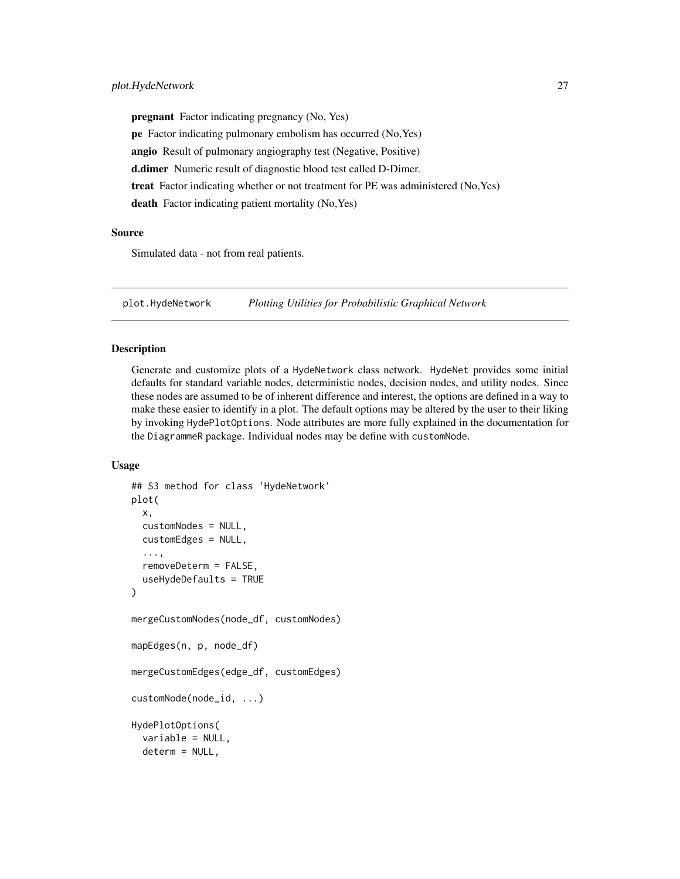**pregnant** Factor indicating pregnancy (No, Yes)

**pe** Factor indicating pulmonary embolism has occurred (No,Yes)

**angio** Result of pulmonary angiography test (Negative, Positive)

**d.dimer** Numeric result of diagnostic blood test called D-Dimer.

**treat** Factor indicating whether or not treatment for PE was administered (No,Yes)

**death** Factor indicating patient mortality (No,Yes)

### Source

Simulated data - not from real patients.

---

## plot.HydeNetwork *Plotting Utilities for Probabilistic Graphical Network*

### Description

Generate and customize plots of a HydeNetwork class network. HydeNet provides some initial defaults for standard variable nodes, deterministic nodes, decision nodes, and utility nodes. Since these nodes are assumed to be of inherent difference and interest, the options are defined in a way to make these easier to identify in a plot. The default options may be altered by the user to their liking by invoking HydePlotOptions. Node attributes are more fully explained in the documentation for the DiagrammeR package. Individual nodes may be define with customNode.

### Usage

```
## S3 method for class 'HydeNetwork'
plot(
  x,
  customNodes = NULL,
  customEdges = NULL,
  ...,
  removeDeterm = FALSE,
  useHydeDefaults = TRUE
)

mergeCustomNodes(node_df, customNodes)

mapEdges(n, p, node_df)

mergeCustomEdges(edge_df, customEdges)

customNode(node_id, ...)

HydePlotOptions(
  variable = NULL,
  determ = NULL,
```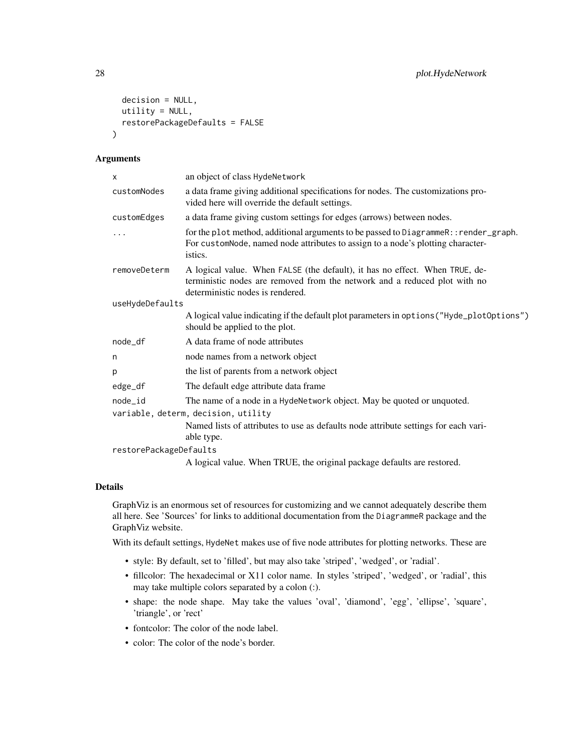```
  decision = NULL,
  utility = NULL,
  restorePackageDefaults = FALSE
)
```

### Arguments

| | |
|---|---|
| `x` | an object of class `HydeNetwork` |
| `customNodes` | a data frame giving additional specifications for nodes. The customizations provided here will override the default settings. |
| `customEdges` | a data frame giving custom settings for edges (arrows) between nodes. |
| `...` | for the `plot` method, additional arguments to be passed to `DiagrammeR::render_graph`. For `customNode`, named node attributes to assign to a node's plotting characteristics. |
| `removeDeterm` | A logical value. When `FALSE` (the default), it has no effect. When `TRUE`, deterministic nodes are removed from the network and a reduced plot with no deterministic nodes is rendered. |
| `useHydeDefaults` | A logical value indicating if the default plot parameters in `options("Hyde_plotOptions")` should be applied to the plot. |
| `node_df` | A data frame of node attributes |
| `n` | node names from a network object |
| `p` | the list of parents from a network object |
| `edge_df` | The default edge attribute data frame |
| `node_id` | The name of a node in a `HydeNetwork` object. May be quoted or unquoted. |
| `variable, determ, decision, utility` | Named lists of attributes to use as defaults node attribute settings for each variable type. |
| `restorePackageDefaults` | A logical value. When TRUE, the original package defaults are restored. |

### Details

GraphViz is an enormous set of resources for customizing and we cannot adequately describe them all here. See 'Sources' for links to additional documentation from the `DiagrammeR` package and the GraphViz website.

With its default settings, `HydeNet` makes use of five node attributes for plotting networks. These are

- style: By default, set to 'filled', but may also take 'striped', 'wedged', or 'radial'.
- fillcolor: The hexadecimal or X11 color name. In styles 'striped', 'wedged', or 'radial', this may take multiple colors separated by a colon (:).
- shape: the node shape. May take the values 'oval', 'diamond', 'egg', 'ellipse', 'square', 'triangle', or 'rect'
- fontcolor: The color of the node label.
- color: The color of the node's border.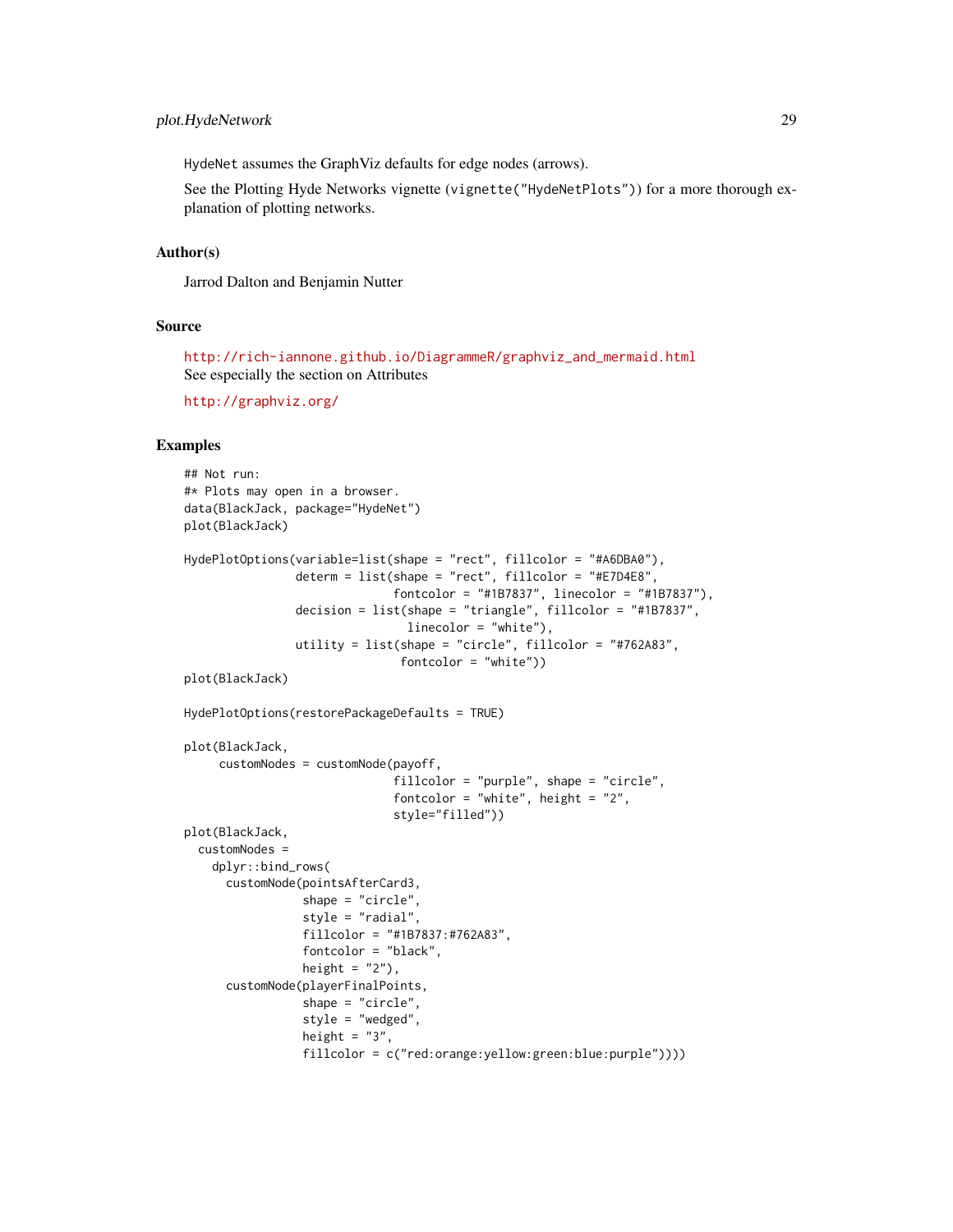HydeNet assumes the GraphViz defaults for edge nodes (arrows).

See the Plotting Hyde Networks vignette (vignette("HydeNetPlots")) for a more thorough explanation of plotting networks.

## Author(s)

Jarrod Dalton and Benjamin Nutter

## Source

http://rich-iannone.github.io/DiagrammeR/graphviz_and_mermaid.html
See especially the section on Attributes

http://graphviz.org/

## Examples

```
## Not run:
#* Plots may open in a browser.
data(BlackJack, package="HydeNet")
plot(BlackJack)

HydePlotOptions(variable=list(shape = "rect", fillcolor = "#A6DBA0"),
                determ = list(shape = "rect", fillcolor = "#E7D4E8",
                              fontcolor = "#1B7837", linecolor = "#1B7837"),
                decision = list(shape = "triangle", fillcolor = "#1B7837",
                                linecolor = "white"),
                utility = list(shape = "circle", fillcolor = "#762A83",
                               fontcolor = "white"))
plot(BlackJack)

HydePlotOptions(restorePackageDefaults = TRUE)

plot(BlackJack,
     customNodes = customNode(payoff,
                              fillcolor = "purple", shape = "circle",
                              fontcolor = "white", height = "2",
                              style="filled"))
plot(BlackJack,
  customNodes =
    dplyr::bind_rows(
      customNode(pointsAfterCard3,
                 shape = "circle",
                 style = "radial",
                 fillcolor = "#1B7837:#762A83",
                 fontcolor = "black",
                 height = "2"),
      customNode(playerFinalPoints,
                 shape = "circle",
                 style = "wedged",
                 height = "3",
                 fillcolor = c("red:orange:yellow:green:blue:purple"))))
```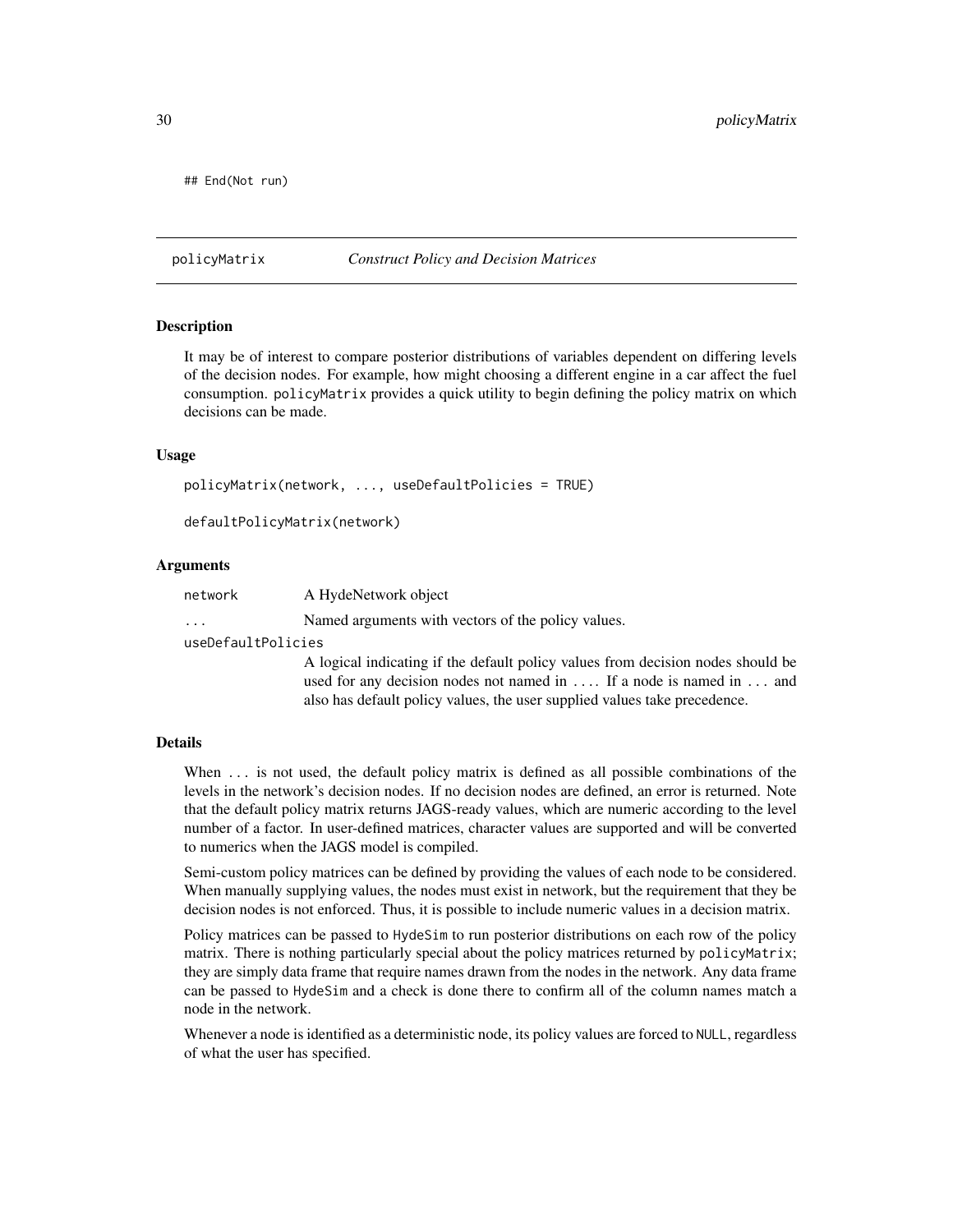```
## End(Not run)
```

## policyMatrix — *Construct Policy and Decision Matrices*

### Description

It may be of interest to compare posterior distributions of variables dependent on differing levels of the decision nodes. For example, how might choosing a different engine in a car affect the fuel consumption. `policyMatrix` provides a quick utility to begin defining the policy matrix on which decisions can be made.

### Usage

```
policyMatrix(network, ..., useDefaultPolicies = TRUE)

defaultPolicyMatrix(network)
```

### Arguments

| | |
|---|---|
| `network` | A HydeNetwork object |
| `...` | Named arguments with vectors of the policy values. |
| `useDefaultPolicies` | A logical indicating if the default policy values from decision nodes should be used for any decision nodes not named in `...`. If a node is named in `...` and also has default policy values, the user supplied values take precedence. |

### Details

When `...` is not used, the default policy matrix is defined as all possible combinations of the levels in the network's decision nodes. If no decision nodes are defined, an error is returned. Note that the default policy matrix returns JAGS-ready values, which are numeric according to the level number of a factor. In user-defined matrices, character values are supported and will be converted to numerics when the JAGS model is compiled.

Semi-custom policy matrices can be defined by providing the values of each node to be considered. When manually supplying values, the nodes must exist in network, but the requirement that they be decision nodes is not enforced. Thus, it is possible to include numeric values in a decision matrix.

Policy matrices can be passed to `HydeSim` to run posterior distributions on each row of the policy matrix. There is nothing particularly special about the policy matrices returned by `policyMatrix`; they are simply data frame that require names drawn from the nodes in the network. Any data frame can be passed to `HydeSim` and a check is done there to confirm all of the column names match a node in the network.

Whenever a node is identified as a deterministic node, its policy values are forced to `NULL`, regardless of what the user has specified.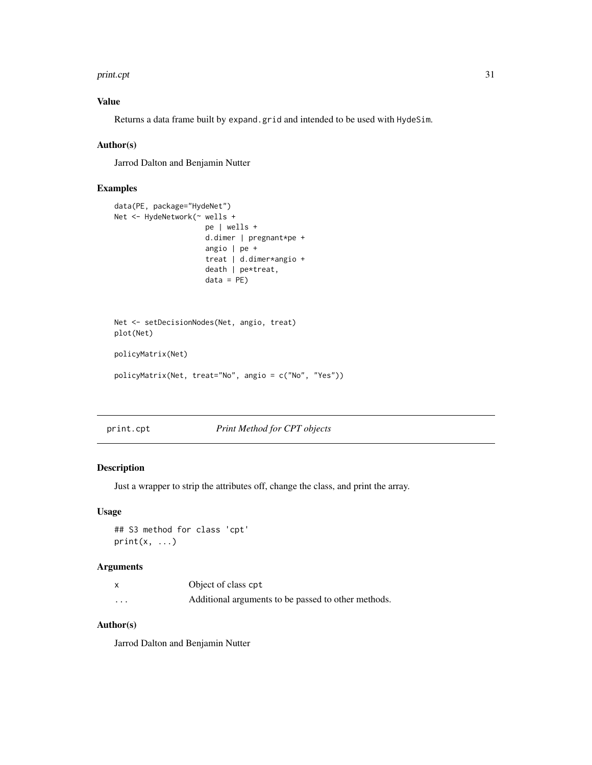### Value

Returns a data frame built by `expand.grid` and intended to be used with `HydeSim`.

### Author(s)

Jarrod Dalton and Benjamin Nutter

### Examples

```
data(PE, package="HydeNet")
Net <- HydeNetwork(~ wells +
                     pe | wells +
                     d.dimer | pregnant*pe +
                     angio | pe +
                     treat | d.dimer*angio +
                     death | pe*treat,
                     data = PE)



Net <- setDecisionNodes(Net, angio, treat)
plot(Net)

policyMatrix(Net)

policyMatrix(Net, treat="No", angio = c("No", "Yes"))
```

---

## print.cpt &emsp; *Print Method for CPT objects*

---

### Description

Just a wrapper to strip the attributes off, change the class, and print the array.

### Usage

```
## S3 method for class 'cpt'
print(x, ...)
```

### Arguments

| | |
|---|---|
| x | Object of class cpt |
| ... | Additional arguments to be passed to other methods. |

### Author(s)

Jarrod Dalton and Benjamin Nutter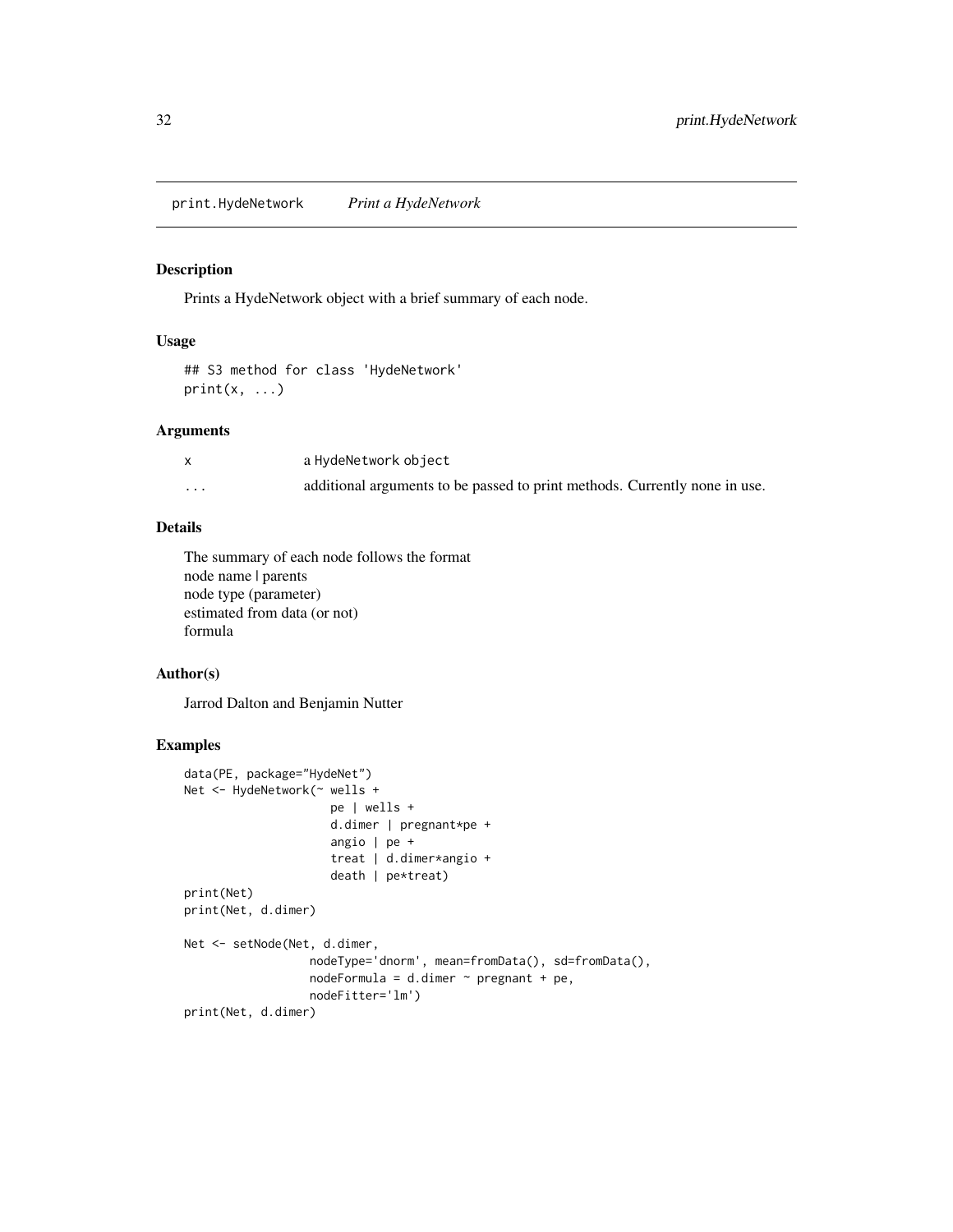print.HydeNetwork *Print a HydeNetwork*

## Description

Prints a HydeNetwork object with a brief summary of each node.

## Usage

```
## S3 method for class 'HydeNetwork'
print(x, ...)
```

## Arguments

| | |
|---|---|
| x | a HydeNetwork object |
| ... | additional arguments to be passed to print methods. Currently none in use. |

## Details

The summary of each node follows the format
node name | parents
node type (parameter)
estimated from data (or not)
formula

## Author(s)

Jarrod Dalton and Benjamin Nutter

## Examples

```
data(PE, package="HydeNet")
Net <- HydeNetwork(~ wells +
                     pe | wells +
                     d.dimer | pregnant*pe +
                     angio | pe +
                     treat | d.dimer*angio +
                     death | pe*treat)
print(Net)
print(Net, d.dimer)

Net <- setNode(Net, d.dimer,
                  nodeType='dnorm', mean=fromData(), sd=fromData(),
                  nodeFormula = d.dimer ~ pregnant + pe,
                  nodeFitter='lm')
print(Net, d.dimer)
```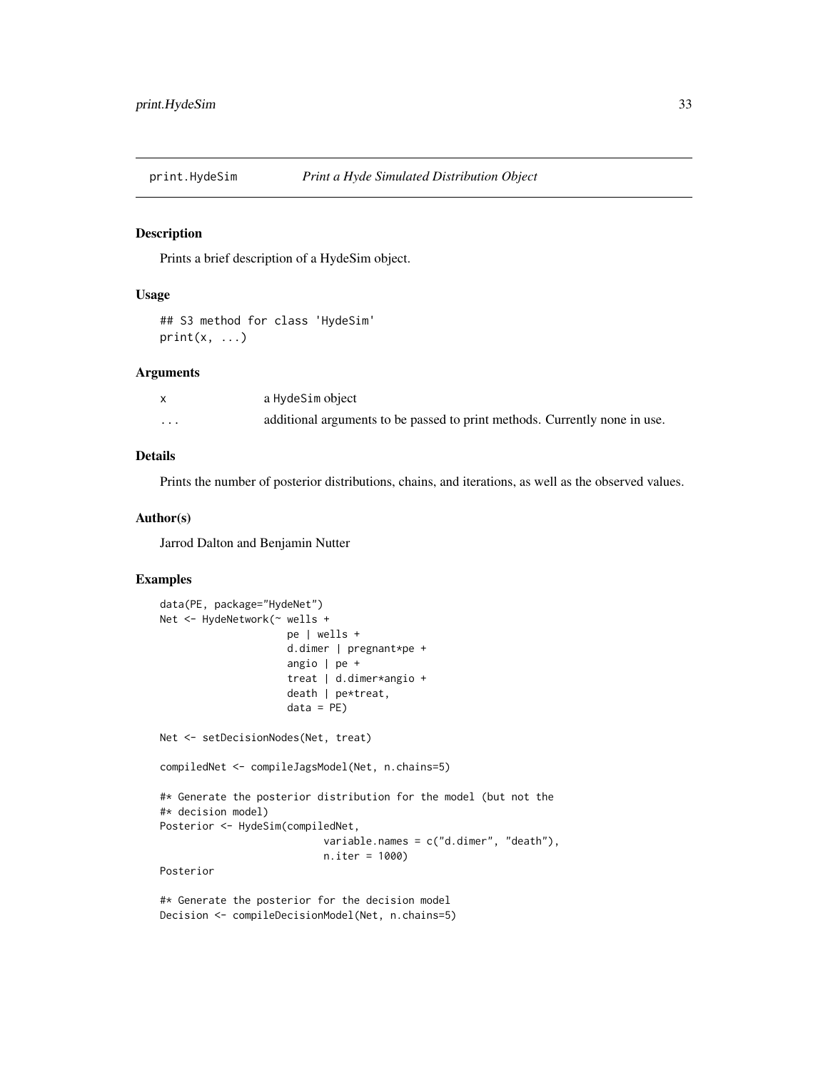## print.HydeSim *Print a Hyde Simulated Distribution Object*

### Description

Prints a brief description of a HydeSim object.

### Usage

```
## S3 method for class 'HydeSim'
print(x, ...)
```

### Arguments

| | |
|---|---|
| x | a HydeSim object |
| ... | additional arguments to be passed to print methods. Currently none in use. |

### Details

Prints the number of posterior distributions, chains, and iterations, as well as the observed values.

### Author(s)

Jarrod Dalton and Benjamin Nutter

### Examples

```
data(PE, package="HydeNet")
Net <- HydeNetwork(~ wells +
                     pe | wells +
                     d.dimer | pregnant*pe +
                     angio | pe +
                     treat | d.dimer*angio +
                     death | pe*treat,
                     data = PE)

Net <- setDecisionNodes(Net, treat)

compiledNet <- compileJagsModel(Net, n.chains=5)

#* Generate the posterior distribution for the model (but not the
#* decision model)
Posterior <- HydeSim(compiledNet,
                          variable.names = c("d.dimer", "death"),
                          n.iter = 1000)
Posterior

#* Generate the posterior for the decision model
Decision <- compileDecisionModel(Net, n.chains=5)
```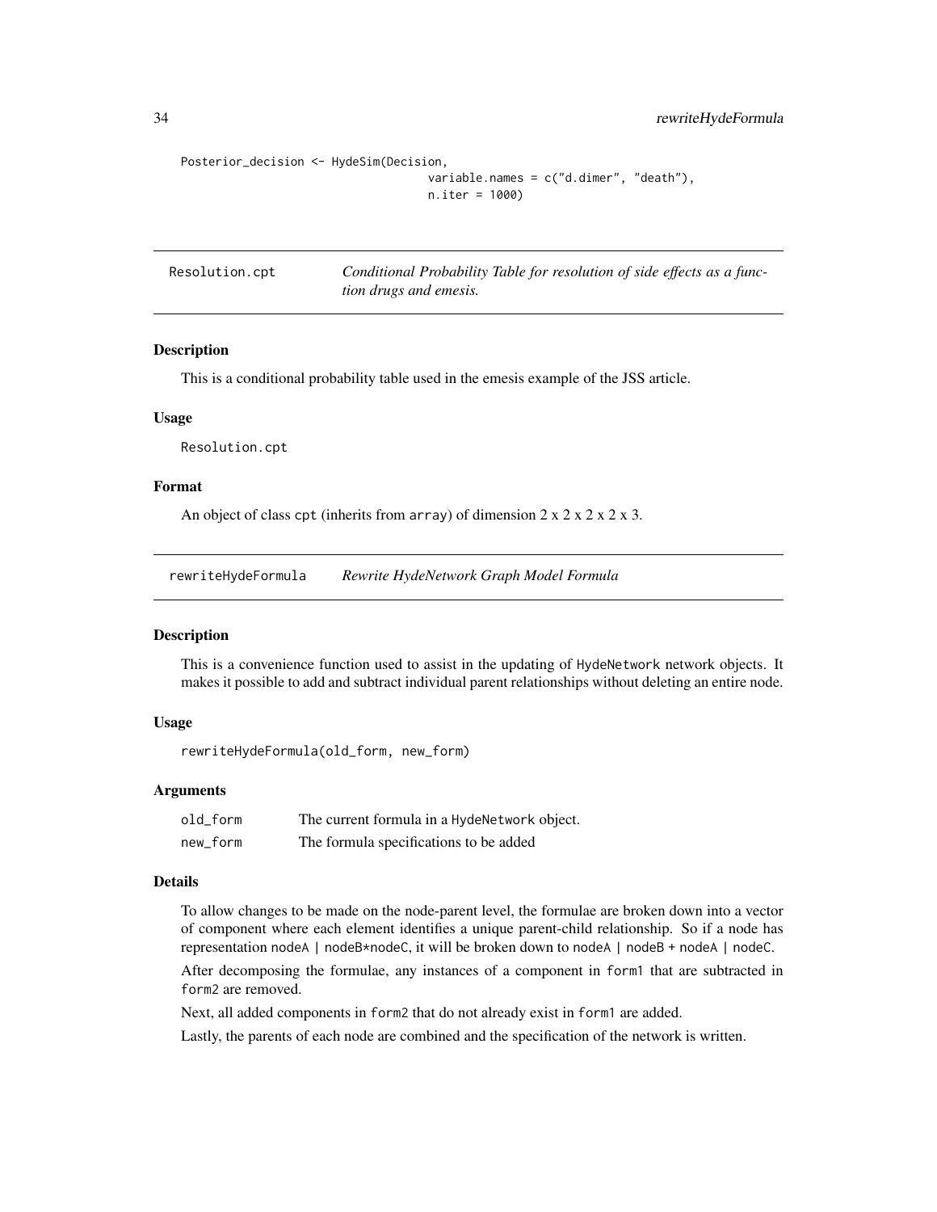```
Posterior_decision <- HydeSim(Decision,
                              variable.names = c("d.dimer", "death"),
                              n.iter = 1000)
```

---

## Resolution.cpt — *Conditional Probability Table for resolution of side effects as a function drugs and emesis.*

### Description

This is a conditional probability table used in the emesis example of the JSS article.

### Usage

```
Resolution.cpt
```

### Format

An object of class cpt (inherits from array) of dimension 2 x 2 x 2 x 2 x 3.

---

## rewriteHydeFormula — *Rewrite HydeNetwork Graph Model Formula*

### Description

This is a convenience function used to assist in the updating of HydeNetwork network objects. It makes it possible to add and subtract individual parent relationships without deleting an entire node.

### Usage

```
rewriteHydeFormula(old_form, new_form)
```

### Arguments

| | |
|---|---|
| old_form | The current formula in a HydeNetwork object. |
| new_form | The formula specifications to be added |

### Details

To allow changes to be made on the node-parent level, the formulae are broken down into a vector of component where each element identifies a unique parent-child relationship. So if a node has representation nodeA | nodeB*nodeC, it will be broken down to nodeA | nodeB + nodeA | nodeC.

After decomposing the formulae, any instances of a component in form1 that are subtracted in form2 are removed.

Next, all added components in form2 that do not already exist in form1 are added.

Lastly, the parents of each node are combined and the specification of the network is written.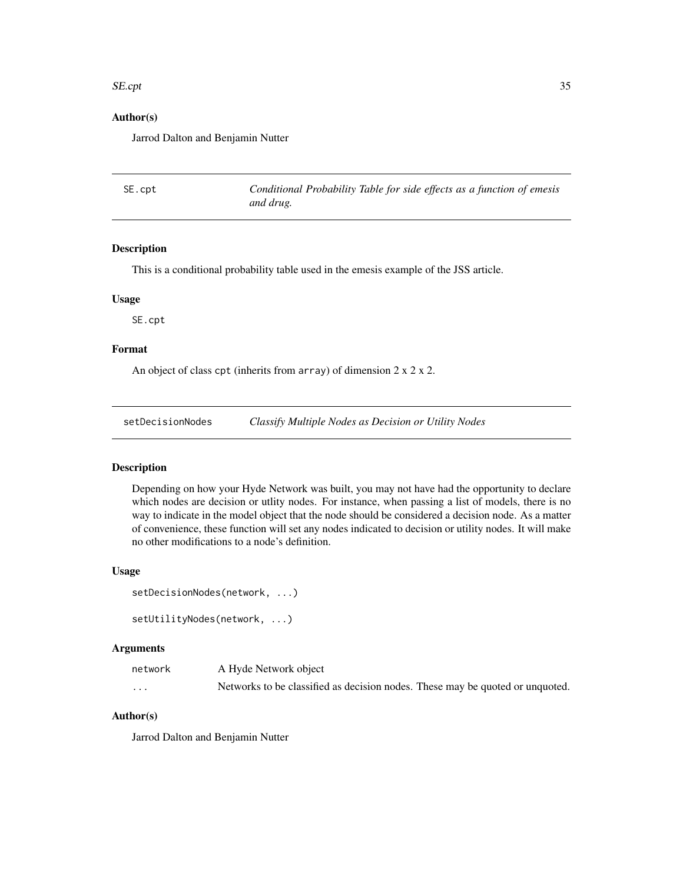### Author(s)

Jarrod Dalton and Benjamin Nutter

## SE.cpt — *Conditional Probability Table for side effects as a function of emesis and drug.*

### Description

This is a conditional probability table used in the emesis example of the JSS article.

### Usage

```
SE.cpt
```

### Format

An object of class cpt (inherits from array) of dimension 2 x 2 x 2.

## setDecisionNodes — *Classify Multiple Nodes as Decision or Utility Nodes*

### Description

Depending on how your Hyde Network was built, you may not have had the opportunity to declare which nodes are decision or utlity nodes. For instance, when passing a list of models, there is no way to indicate in the model object that the node should be considered a decision node. As a matter of convenience, these function will set any nodes indicated to decision or utility nodes. It will make no other modifications to a node's definition.

### Usage

```
setDecisionNodes(network, ...)

setUtilityNodes(network, ...)
```

### Arguments

| | |
|---|---|
| network | A Hyde Network object |
| ... | Networks to be classified as decision nodes. These may be quoted or unquoted. |

### Author(s)

Jarrod Dalton and Benjamin Nutter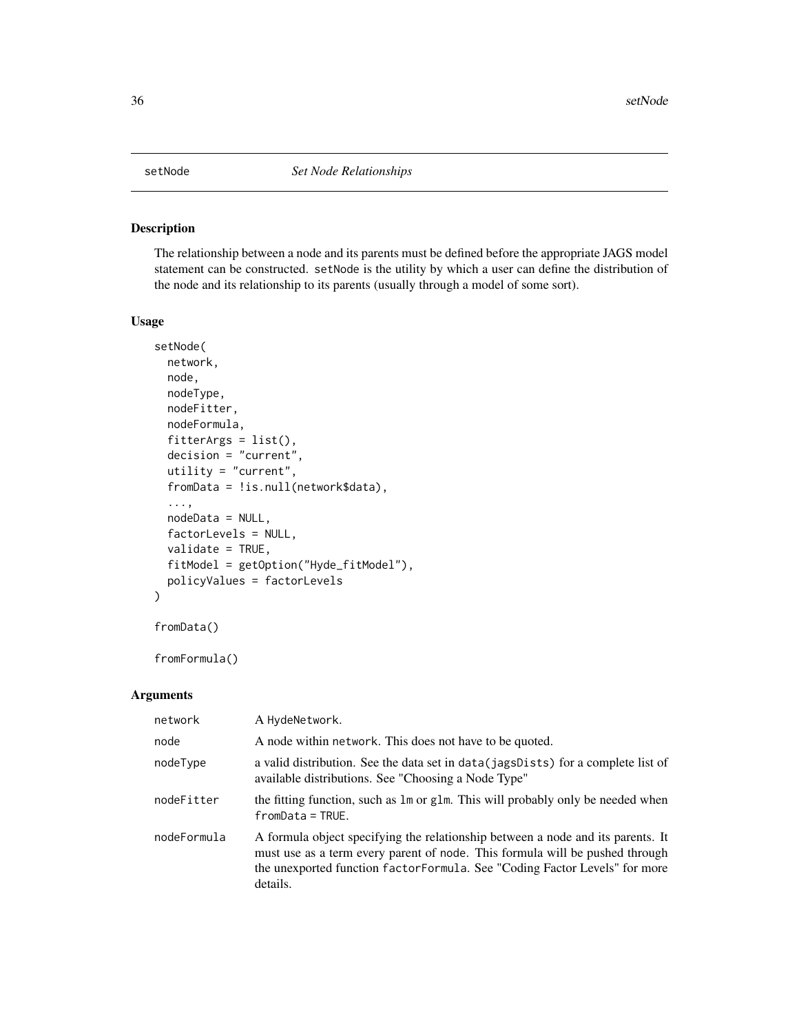# setNode — *Set Node Relationships*

## Description

The relationship between a node and its parents must be defined before the appropriate JAGS model statement can be constructed. setNode is the utility by which a user can define the distribution of the node and its relationship to its parents (usually through a model of some sort).

## Usage

```
setNode(
  network,
  node,
  nodeType,
  nodeFitter,
  nodeFormula,
  fitterArgs = list(),
  decision = "current",
  utility = "current",
  fromData = !is.null(network$data),
  ...,
  nodeData = NULL,
  factorLevels = NULL,
  validate = TRUE,
  fitModel = getOption("Hyde_fitModel"),
  policyValues = factorLevels
)

fromData()

fromFormula()
```

## Arguments

| | |
|---|---|
| network | A HydeNetwork. |
| node | A node within network. This does not have to be quoted. |
| nodeType | a valid distribution. See the data set in data(jagsDists) for a complete list of available distributions. See "Choosing a Node Type" |
| nodeFitter | the fitting function, such as lm or glm. This will probably only be needed when fromData = TRUE. |
| nodeFormula | A formula object specifying the relationship between a node and its parents. It must use as a term every parent of node. This formula will be pushed through the unexported function factorFormula. See "Coding Factor Levels" for more details. |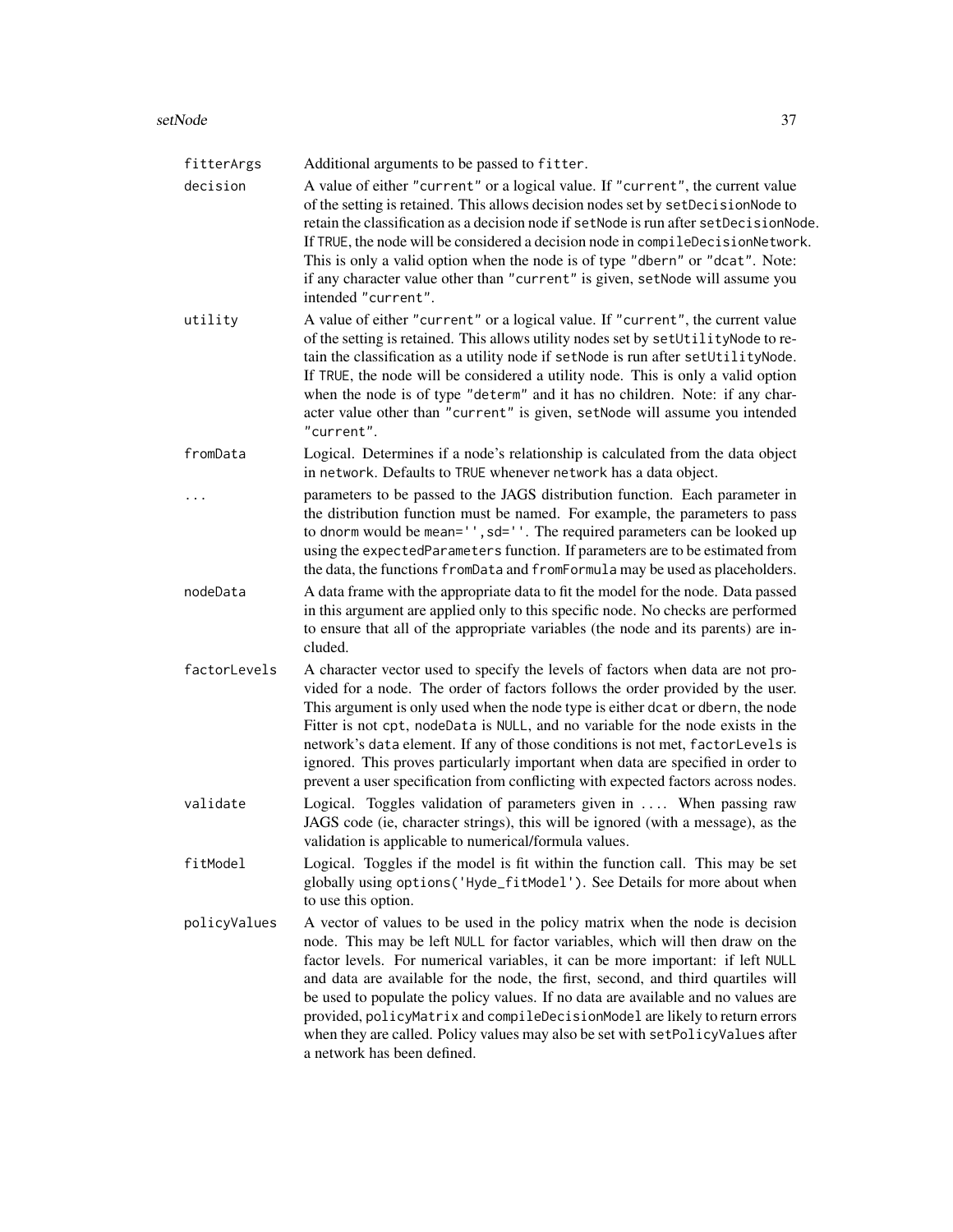| | |
|---|---|
| `fitterArgs` | Additional arguments to be passed to `fitter`. |
| `decision` | A value of either `"current"` or a logical value. If `"current"`, the current value of the setting is retained. This allows decision nodes set by `setDecisionNode` to retain the classification as a decision node if `setNode` is run after `setDecisionNode`. If `TRUE`, the node will be considered a decision node in `compileDecisionNetwork`. This is only a valid option when the node is of type `"dbern"` or `"dcat"`. Note: if any character value other than `"current"` is given, `setNode` will assume you intended `"current"`. |
| `utility` | A value of either `"current"` or a logical value. If `"current"`, the current value of the setting is retained. This allows utility nodes set by `setUtilityNode` to retain the classification as a utility node if `setNode` is run after `setUtilityNode`. If `TRUE`, the node will be considered a utility node. This is only a valid option when the node is of type `"determ"` and it has no children. Note: if any character value other than `"current"` is given, `setNode` will assume you intended `"current"`. |
| `fromData` | Logical. Determines if a node's relationship is calculated from the data object in `network`. Defaults to `TRUE` whenever `network` has a data object. |
| `...` | parameters to be passed to the JAGS distribution function. Each parameter in the distribution function must be named. For example, the parameters to pass to `dnorm` would be `mean='',sd=''`. The required parameters can be looked up using the `expectedParameters` function. If parameters are to be estimated from the data, the functions `fromData` and `fromFormula` may be used as placeholders. |
| `nodeData` | A data frame with the appropriate data to fit the model for the node. Data passed in this argument are applied only to this specific node. No checks are performed to ensure that all of the appropriate variables (the node and its parents) are included. |
| `factorLevels` | A character vector used to specify the levels of factors when data are not provided for a node. The order of factors follows the order provided by the user. This argument is only used when the node type is either `dcat` or `dbern`, the node Fitter is not `cpt`, `nodeData` is `NULL`, and no variable for the node exists in the network's `data` element. If any of those conditions is not met, `factorLevels` is ignored. This proves particularly important when data are specified in order to prevent a user specification from conflicting with expected factors across nodes. |
| `validate` | Logical. Toggles validation of parameters given in `...`. When passing raw JAGS code (ie, character strings), this will be ignored (with a message), as the validation is applicable to numerical/formula values. |
| `fitModel` | Logical. Toggles if the model is fit within the function call. This may be set globally using `options('Hyde_fitModel')`. See Details for more about when to use this option. |
| `policyValues` | A vector of values to be used in the policy matrix when the node is decision node. This may be left `NULL` for factor variables, which will then draw on the factor levels. For numerical variables, it can be more important: if left `NULL` and data are available for the node, the first, second, and third quartiles will be used to populate the policy values. If no data are available and no values are provided, `policyMatrix` and `compileDecisionModel` are likely to return errors when they are called. Policy values may also be set with `setPolicyValues` after a network has been defined. |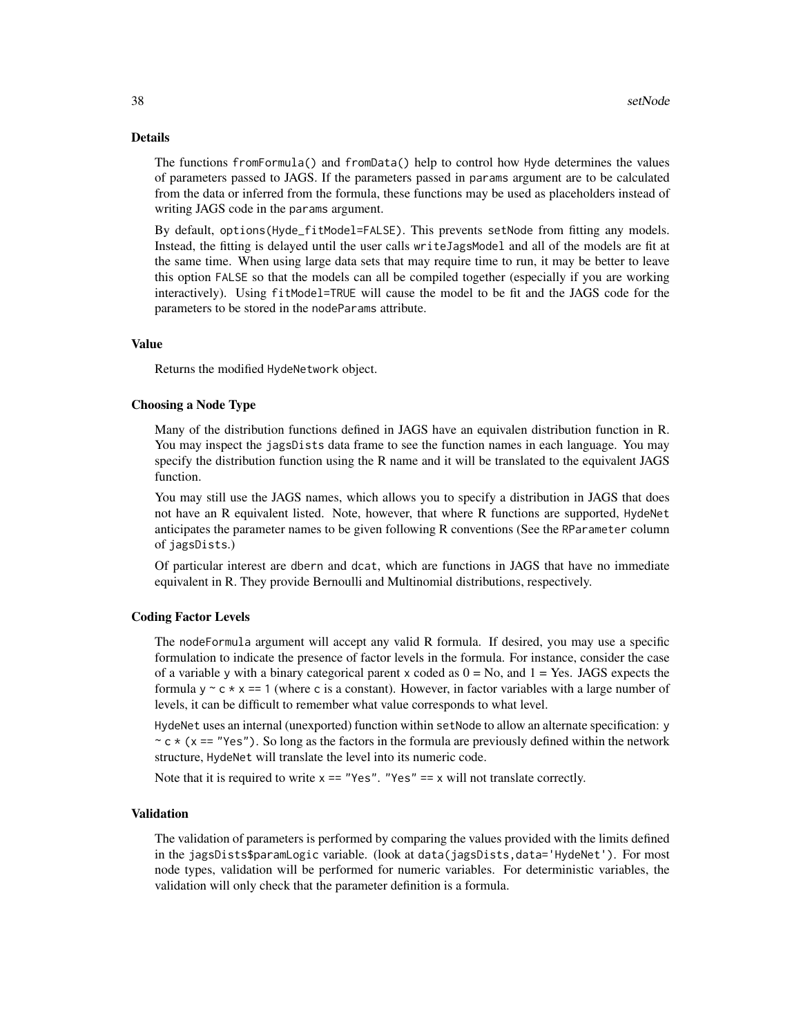## Details

The functions `fromFormula()` and `fromData()` help to control how `Hyde` determines the values of parameters passed to JAGS. If the parameters passed in `params` argument are to be calculated from the data or inferred from the formula, these functions may be used as placeholders instead of writing JAGS code in the `params` argument.

By default, `options(Hyde_fitModel=FALSE)`. This prevents `setNode` from fitting any models. Instead, the fitting is delayed until the user calls `writeJagsModel` and all of the models are fit at the same time. When using large data sets that may require time to run, it may be better to leave this option `FALSE` so that the models can all be compiled together (especially if you are working interactively). Using `fitModel=TRUE` will cause the model to be fit and the JAGS code for the parameters to be stored in the `nodeParams` attribute.

## Value

Returns the modified `HydeNetwork` object.

### Choosing a Node Type

Many of the distribution functions defined in JAGS have an equivalen distribution function in R. You may inspect the `jagsDists` data frame to see the function names in each language. You may specify the distribution function using the R name and it will be translated to the equivalent JAGS function.

You may still use the JAGS names, which allows you to specify a distribution in JAGS that does not have an R equivalent listed. Note, however, that where R functions are supported, `HydeNet` anticipates the parameter names to be given following R conventions (See the `RParameter` column of `jagsDists`.)

Of particular interest are `dbern` and `dcat`, which are functions in JAGS that have no immediate equivalent in R. They provide Bernoulli and Multinomial distributions, respectively.

### Coding Factor Levels

The `nodeFormula` argument will accept any valid R formula. If desired, you may use a specific formulation to indicate the presence of factor levels in the formula. For instance, consider the case of a variable `y` with a binary categorical parent `x` coded as 0 = No, and 1 = Yes. JAGS expects the formula `y ~ c * x == 1` (where `c` is a constant). However, in factor variables with a large number of levels, it can be difficult to remember what value corresponds to what level.

`HydeNet` uses an internal (unexported) function within `setNode` to allow an alternate specification: `y ~ c * (x == "Yes")`. So long as the factors in the formula are previously defined within the network structure, `HydeNet` will translate the level into its numeric code.

Note that it is required to write `x == "Yes"`. `"Yes" == x` will not translate correctly.

### Validation

The validation of parameters is performed by comparing the values provided with the limits defined in the `jagsDists$paramLogic` variable. (look at `data(jagsDists,data='HydeNet')`. For most node types, validation will be performed for numeric variables. For deterministic variables, the validation will only check that the parameter definition is a formula.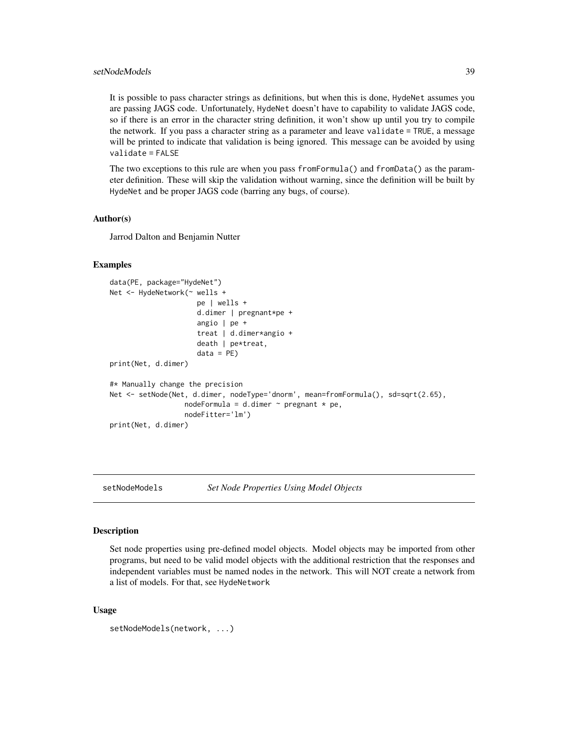It is possible to pass character strings as definitions, but when this is done, HydeNet assumes you are passing JAGS code. Unfortunately, HydeNet doesn't have to capability to validate JAGS code, so if there is an error in the character string definition, it won't show up until you try to compile the network. If you pass a character string as a parameter and leave validate = TRUE, a message will be printed to indicate that validation is being ignored. This message can be avoided by using validate = FALSE

The two exceptions to this rule are when you pass fromFormula() and fromData() as the parameter definition. These will skip the validation without warning, since the definition will be built by HydeNet and be proper JAGS code (barring any bugs, of course).

### Author(s)

Jarrod Dalton and Benjamin Nutter

### Examples

```
data(PE, package="HydeNet")
Net <- HydeNetwork(~ wells +
                     pe | wells +
                     d.dimer | pregnant*pe +
                     angio | pe +
                     treat | d.dimer*angio +
                     death | pe*treat,
                     data = PE)
print(Net, d.dimer)

#* Manually change the precision
Net <- setNode(Net, d.dimer, nodeType='dnorm', mean=fromFormula(), sd=sqrt(2.65),
                 nodeFormula = d.dimer ~ pregnant * pe,
                 nodeFitter='lm')
print(Net, d.dimer)
```

---

## setNodeModels *Set Node Properties Using Model Objects*

### Description

Set node properties using pre-defined model objects. Model objects may be imported from other programs, but need to be valid model objects with the additional restriction that the responses and independent variables must be named nodes in the network. This will NOT create a network from a list of models. For that, see HydeNetwork

### Usage

```
setNodeModels(network, ...)
```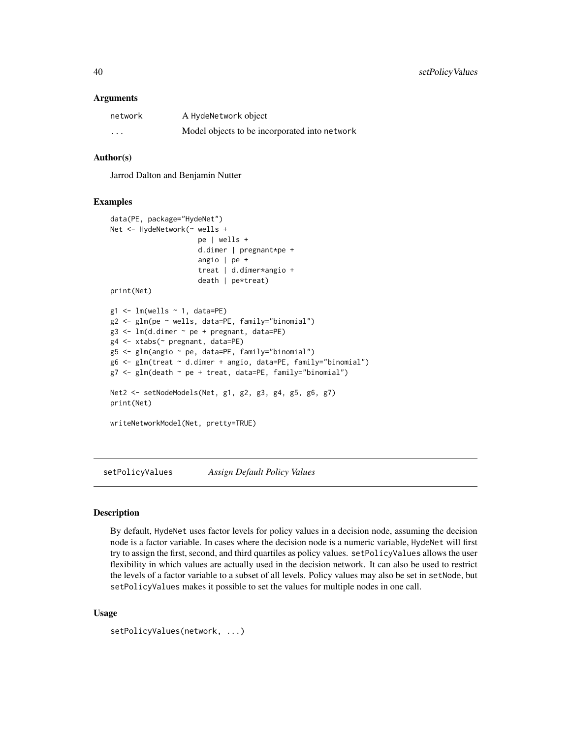### Arguments

| | |
|---|---|
| network | A HydeNetwork object |
| ... | Model objects to be incorporated into network |

### Author(s)

Jarrod Dalton and Benjamin Nutter

### Examples

```
data(PE, package="HydeNet")
Net <- HydeNetwork(~ wells +
                     pe | wells +
                     d.dimer | pregnant*pe +
                     angio | pe +
                     treat | d.dimer*angio +
                     death | pe*treat)
print(Net)

g1 <- lm(wells ~ 1, data=PE)
g2 <- glm(pe ~ wells, data=PE, family="binomial")
g3 <- lm(d.dimer ~ pe + pregnant, data=PE)
g4 <- xtabs(~ pregnant, data=PE)
g5 <- glm(angio ~ pe, data=PE, family="binomial")
g6 <- glm(treat ~ d.dimer + angio, data=PE, family="binomial")
g7 <- glm(death ~ pe + treat, data=PE, family="binomial")

Net2 <- setNodeModels(Net, g1, g2, g3, g4, g5, g6, g7)
print(Net)

writeNetworkModel(Net, pretty=TRUE)
```

---

## setPolicyValues *Assign Default Policy Values*

### Description

By default, HydeNet uses factor levels for policy values in a decision node, assuming the decision node is a factor variable. In cases where the decision node is a numeric variable, HydeNet will first try to assign the first, second, and third quartiles as policy values. setPolicyValues allows the user flexibility in which values are actually used in the decision network. It can also be used to restrict the levels of a factor variable to a subset of all levels. Policy values may also be set in setNode, but setPolicyValues makes it possible to set the values for multiple nodes in one call.

### Usage

```
setPolicyValues(network, ...)
```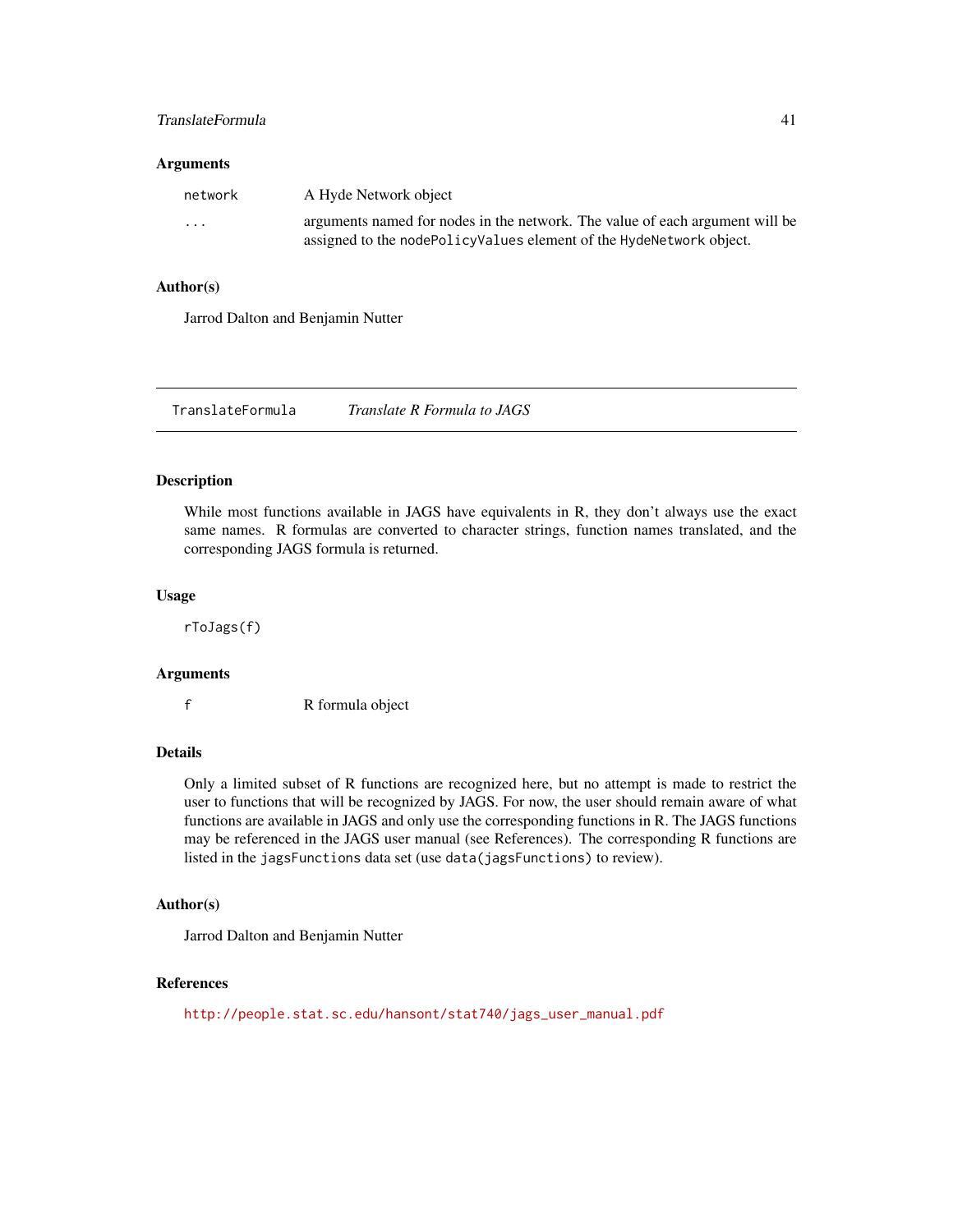### Arguments

| | |
|---|---|
| network | A Hyde Network object |
| ... | arguments named for nodes in the network. The value of each argument will be assigned to the nodePolicyValues element of the HydeNetwork object. |

### Author(s)

Jarrod Dalton and Benjamin Nutter

---

## TranslateFormula &nbsp;&nbsp;&nbsp; *Translate R Formula to JAGS*

### Description

While most functions available in JAGS have equivalents in R, they don't always use the exact same names. R formulas are converted to character strings, function names translated, and the corresponding JAGS formula is returned.

### Usage

```
rToJags(f)
```

### Arguments

| | |
|---|---|
| f | R formula object |

### Details

Only a limited subset of R functions are recognized here, but no attempt is made to restrict the user to functions that will be recognized by JAGS. For now, the user should remain aware of what functions are available in JAGS and only use the corresponding functions in R. The JAGS functions may be referenced in the JAGS user manual (see References). The corresponding R functions are listed in the jagsFunctions data set (use data(jagsFunctions) to review).

### Author(s)

Jarrod Dalton and Benjamin Nutter

### References

http://people.stat.sc.edu/hansont/stat740/jags_user_manual.pdf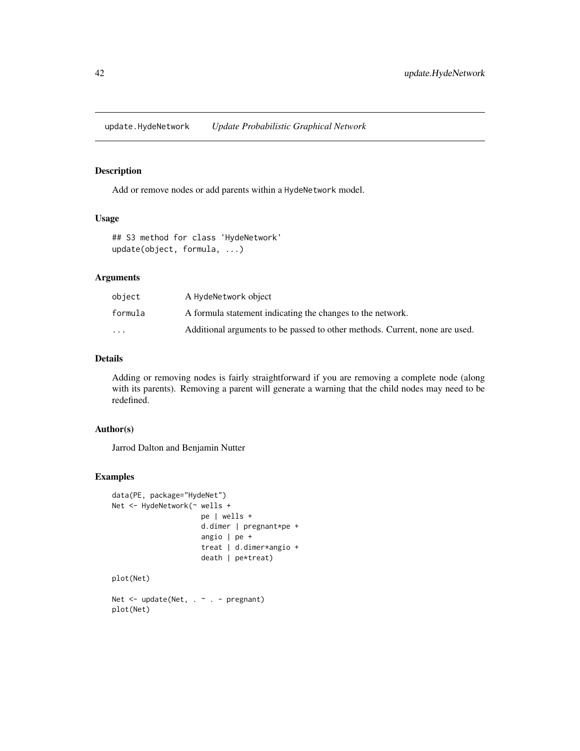update.HydeNetwork *Update Probabilistic Graphical Network*

## Description

Add or remove nodes or add parents within a HydeNetwork model.

## Usage

```
## S3 method for class 'HydeNetwork'
update(object, formula, ...)
```

## Arguments

| | |
|---|---|
| object | A HydeNetwork object |
| formula | A formula statement indicating the changes to the network. |
| ... | Additional arguments to be passed to other methods. Current, none are used. |

## Details

Adding or removing nodes is fairly straightforward if you are removing a complete node (along with its parents). Removing a parent will generate a warning that the child nodes may need to be redefined.

## Author(s)

Jarrod Dalton and Benjamin Nutter

## Examples

```
data(PE, package="HydeNet")
Net <- HydeNetwork(~ wells +
                   pe | wells +
                   d.dimer | pregnant*pe +
                   angio | pe +
                   treat | d.dimer*angio +
                   death | pe*treat)

plot(Net)

Net <- update(Net, . ~ . - pregnant)
plot(Net)
```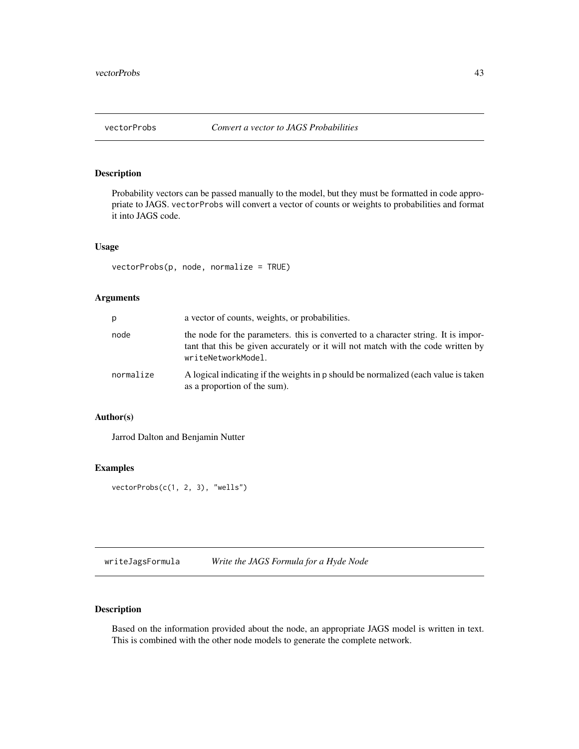## vectorProbs *Convert a vector to JAGS Probabilities*

### Description

Probability vectors can be passed manually to the model, but they must be formatted in code appropriate to JAGS. `vectorProbs` will convert a vector of counts or weights to probabilities and format it into JAGS code.

### Usage

```
vectorProbs(p, node, normalize = TRUE)
```

### Arguments

| | |
|---|---|
| `p` | a vector of counts, weights, or probabilities. |
| `node` | the node for the parameters. this is converted to a character string. It is important that this be given accurately or it will not match with the code written by `writeNetworkModel`. |
| `normalize` | A logical indicating if the weights in `p` should be normalized (each value is taken as a proportion of the sum). |

### Author(s)

Jarrod Dalton and Benjamin Nutter

### Examples

```
vectorProbs(c(1, 2, 3), "wells")
```

## writeJagsFormula *Write the JAGS Formula for a Hyde Node*

### Description

Based on the information provided about the node, an appropriate JAGS model is written in text. This is combined with the other node models to generate the complete network.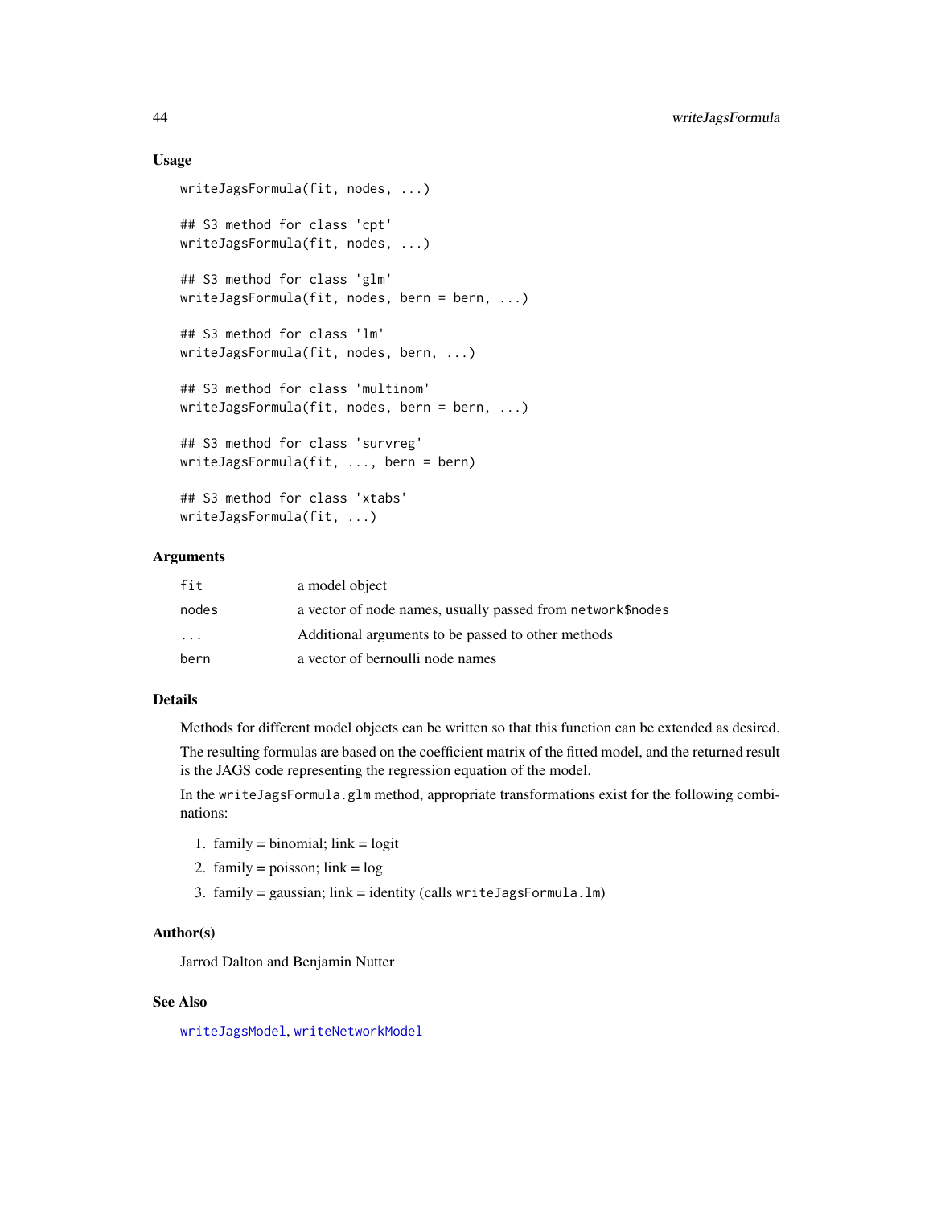### Usage

```
writeJagsFormula(fit, nodes, ...)

## S3 method for class 'cpt'
writeJagsFormula(fit, nodes, ...)

## S3 method for class 'glm'
writeJagsFormula(fit, nodes, bern = bern, ...)

## S3 method for class 'lm'
writeJagsFormula(fit, nodes, bern, ...)

## S3 method for class 'multinom'
writeJagsFormula(fit, nodes, bern = bern, ...)

## S3 method for class 'survreg'
writeJagsFormula(fit, ..., bern = bern)

## S3 method for class 'xtabs'
writeJagsFormula(fit, ...)
```

### Arguments

| | |
|---|---|
| `fit` | a model object |
| `nodes` | a vector of node names, usually passed from `network$nodes` |
| `...` | Additional arguments to be passed to other methods |
| `bern` | a vector of bernoulli node names |

### Details

Methods for different model objects can be written so that this function can be extended as desired.

The resulting formulas are based on the coefficient matrix of the fitted model, and the returned result is the JAGS code representing the regression equation of the model.

In the `writeJagsFormula.glm` method, appropriate transformations exist for the following combinations:

1. family = binomial; link = logit
2. family = poisson; link = log
3. family = gaussian; link = identity (calls `writeJagsFormula.lm`)

### Author(s)

Jarrod Dalton and Benjamin Nutter

### See Also

`writeJagsModel`, `writeNetworkModel`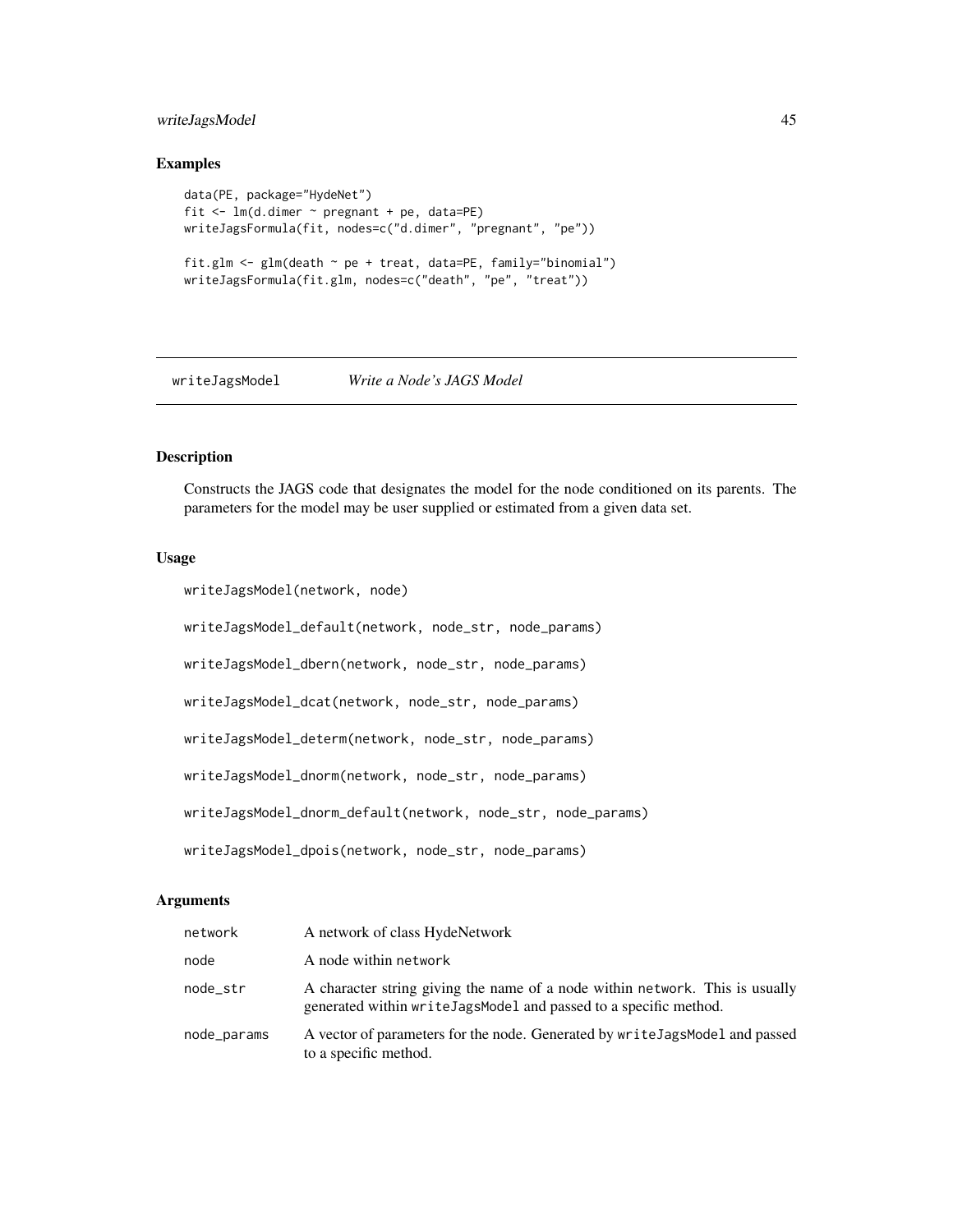### Examples

```
data(PE, package="HydeNet")
fit <- lm(d.dimer ~ pregnant + pe, data=PE)
writeJagsFormula(fit, nodes=c("d.dimer", "pregnant", "pe"))

fit.glm <- glm(death ~ pe + treat, data=PE, family="binomial")
writeJagsFormula(fit.glm, nodes=c("death", "pe", "treat"))
```

---

## writeJagsModel *Write a Node's JAGS Model*

---

### Description

Constructs the JAGS code that designates the model for the node conditioned on its parents. The parameters for the model may be user supplied or estimated from a given data set.

### Usage

```
writeJagsModel(network, node)

writeJagsModel_default(network, node_str, node_params)

writeJagsModel_dbern(network, node_str, node_params)

writeJagsModel_dcat(network, node_str, node_params)

writeJagsModel_determ(network, node_str, node_params)

writeJagsModel_dnorm(network, node_str, node_params)

writeJagsModel_dnorm_default(network, node_str, node_params)

writeJagsModel_dpois(network, node_str, node_params)
```

### Arguments

| | |
|---|---|
| `network` | A network of class HydeNetwork |
| `node` | A node within `network` |
| `node_str` | A character string giving the name of a node within `network`. This is usually generated within `writeJagsModel` and passed to a specific method. |
| `node_params` | A vector of parameters for the node. Generated by `writeJagsModel` and passed to a specific method. |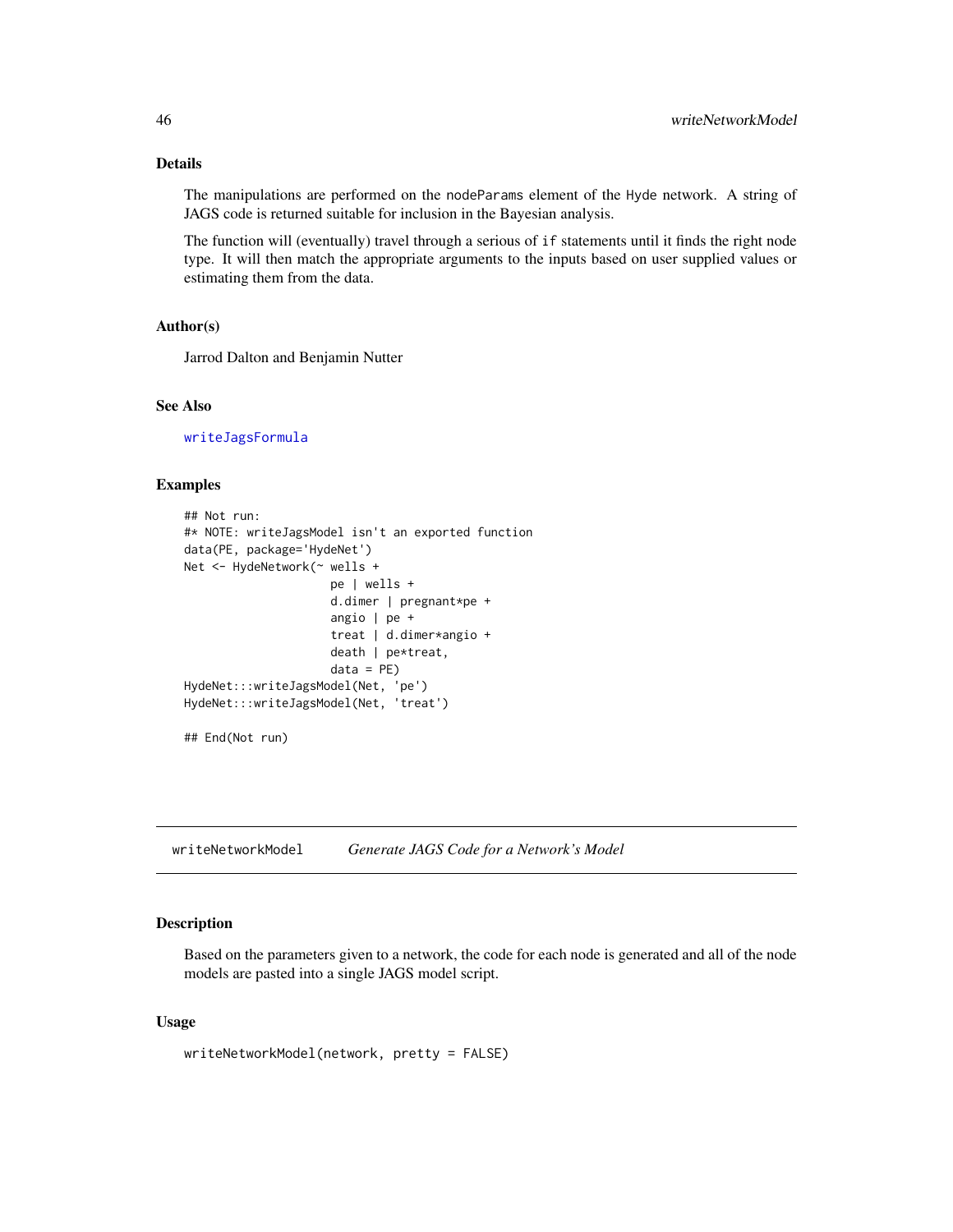### Details

The manipulations are performed on the `nodeParams` element of the `Hyde` network. A string of JAGS code is returned suitable for inclusion in the Bayesian analysis.

The function will (eventually) travel through a serious of `if` statements until it finds the right node type. It will then match the appropriate arguments to the inputs based on user supplied values or estimating them from the data.

### Author(s)

Jarrod Dalton and Benjamin Nutter

### See Also

`writeJagsFormula`

### Examples

```
## Not run:
#* NOTE: writeJagsModel isn't an exported function
data(PE, package='HydeNet')
Net <- HydeNetwork(~ wells +
                     pe | wells +
                     d.dimer | pregnant*pe +
                     angio | pe +
                     treat | d.dimer*angio +
                     death | pe*treat,
                     data = PE)
HydeNet:::writeJagsModel(Net, 'pe')
HydeNet:::writeJagsModel(Net, 'treat')

## End(Not run)
```

---

## writeNetworkModel    *Generate JAGS Code for a Network's Model*

### Description

Based on the parameters given to a network, the code for each node is generated and all of the node models are pasted into a single JAGS model script.

### Usage

```
writeNetworkModel(network, pretty = FALSE)
```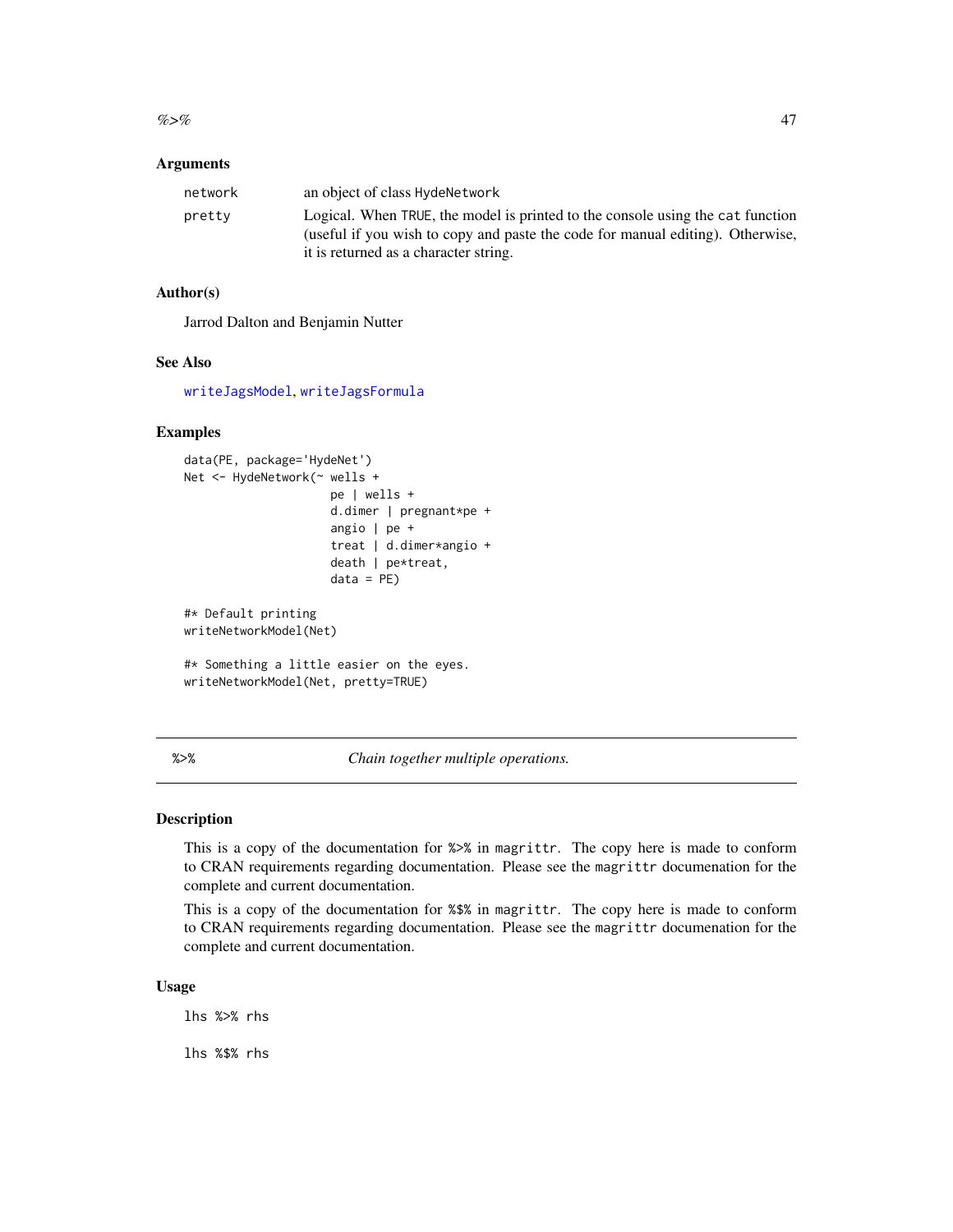### Arguments

| | |
|---|---|
| network | an object of class HydeNetwork |
| pretty | Logical. When TRUE, the model is printed to the console using the cat function (useful if you wish to copy and paste the code for manual editing). Otherwise, it is returned as a character string. |

### Author(s)

Jarrod Dalton and Benjamin Nutter

### See Also

writeJagsModel, writeJagsFormula

### Examples

```
data(PE, package='HydeNet')
Net <- HydeNetwork(~ wells +
                     pe | wells +
                     d.dimer | pregnant*pe +
                     angio | pe +
                     treat | d.dimer*angio +
                     death | pe*treat,
                     data = PE)

#* Default printing
writeNetworkModel(Net)

#* Something a little easier on the eyes.
writeNetworkModel(Net, pretty=TRUE)
```

---

## %>% *Chain together multiple operations.*

### Description

This is a copy of the documentation for %>% in magrittr. The copy here is made to conform to CRAN requirements regarding documentation. Please see the magrittr documenation for the complete and current documentation.

This is a copy of the documentation for %$% in magrittr. The copy here is made to conform to CRAN requirements regarding documentation. Please see the magrittr documenation for the complete and current documentation.

### Usage

```
lhs %>% rhs

lhs %$% rhs
```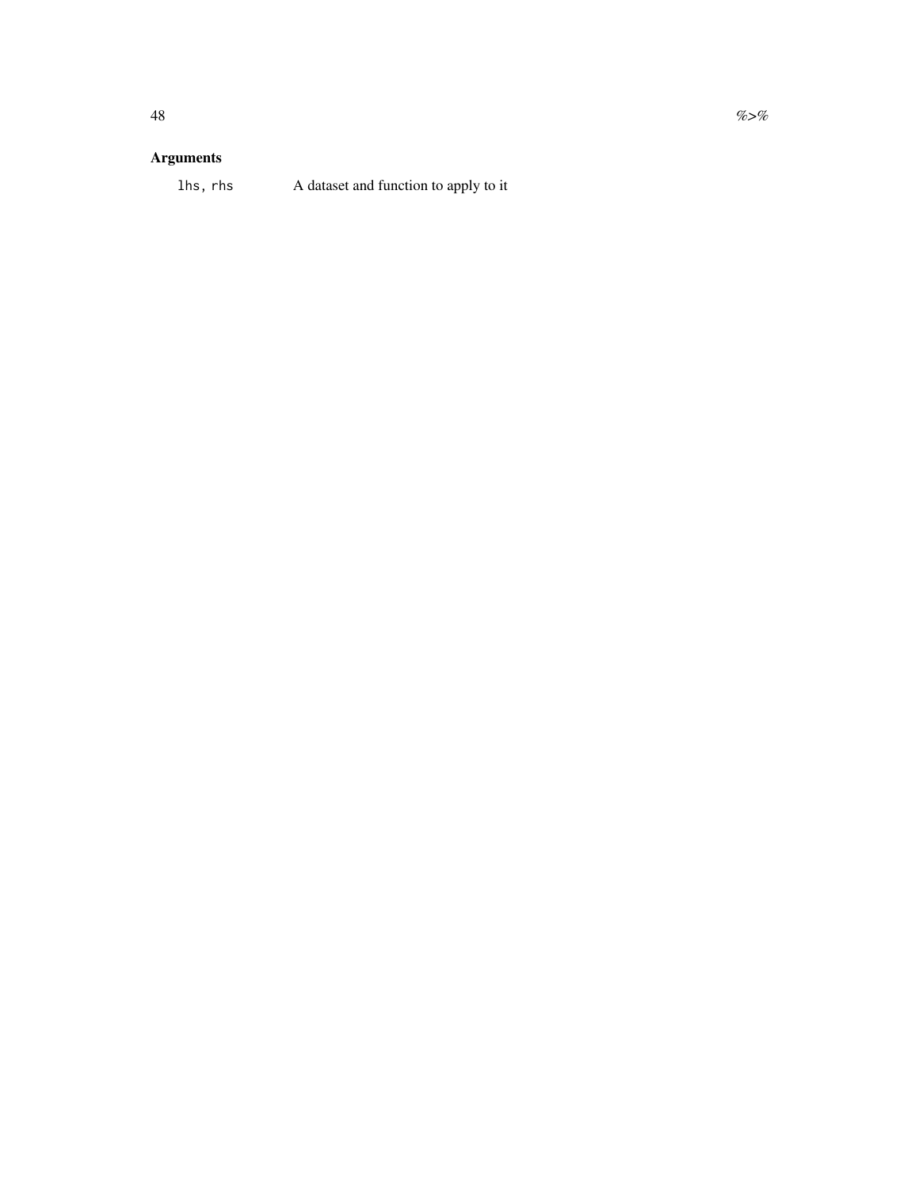### Arguments

`lhs, rhs` A dataset and function to apply to it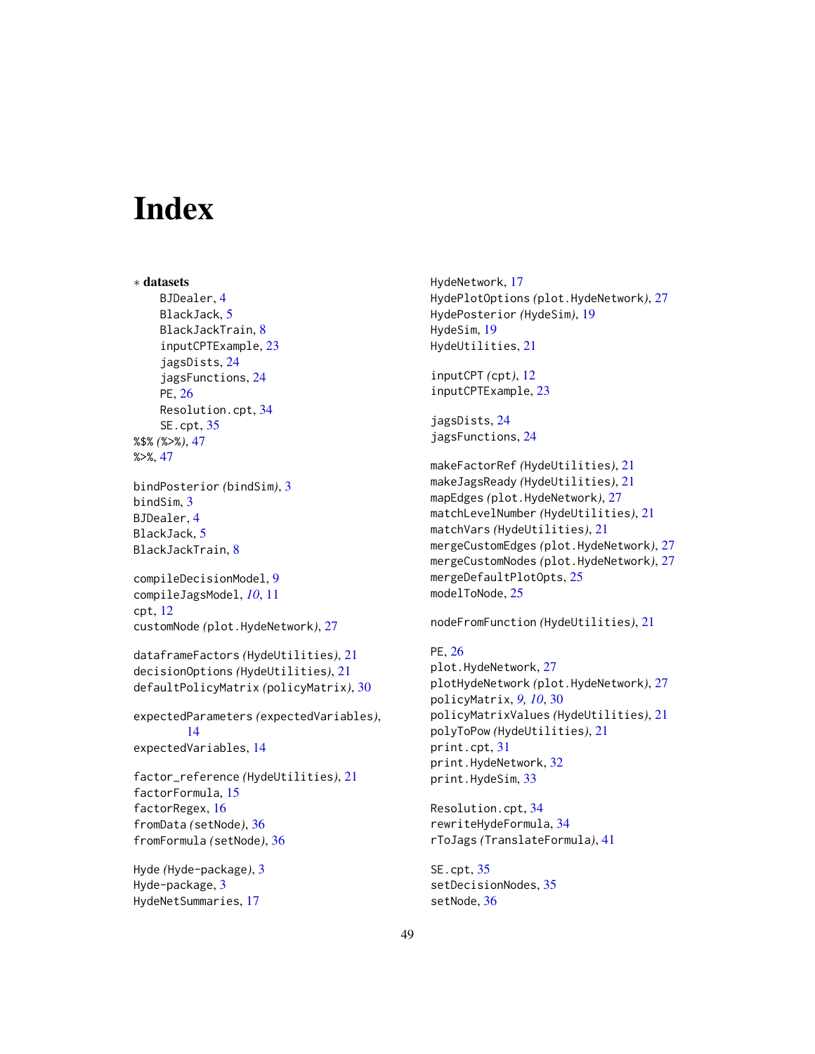# Index

∗ **datasets**

- BJDealer, 4
- BlackJack, 5
- BlackJackTrain, 8
- inputCPTExample, 23
- jagsDists, 24
- jagsFunctions, 24
- PE, 26
- Resolution.cpt, 34
- SE.cpt, 35

%$% (%>%), 47
%>%, 47

bindPosterior (bindSim), 3
bindSim, 3
BJDealer, 4
BlackJack, 5
BlackJackTrain, 8

compileDecisionModel, 9
compileJagsModel, *10*, 11
cpt, 12
customNode (plot.HydeNetwork), 27

dataframeFactors (HydeUtilities), 21
decisionOptions (HydeUtilities), 21
defaultPolicyMatrix (policyMatrix), 30

expectedParameters (expectedVariables), 14
expectedVariables, 14

factor_reference (HydeUtilities), 21
factorFormula, 15
factorRegex, 16
fromData (setNode), 36
fromFormula (setNode), 36

Hyde (Hyde-package), 3
Hyde-package, 3
HydeNetSummaries, 17
HydeNetwork, 17
HydePlotOptions (plot.HydeNetwork), 27
HydePosterior (HydeSim), 19
HydeSim, 19
HydeUtilities, 21

inputCPT (cpt), 12
inputCPTExample, 23

jagsDists, 24
jagsFunctions, 24

makeFactorRef (HydeUtilities), 21
makeJagsReady (HydeUtilities), 21
mapEdges (plot.HydeNetwork), 27
matchLevelNumber (HydeUtilities), 21
matchVars (HydeUtilities), 21
mergeCustomEdges (plot.HydeNetwork), 27
mergeCustomNodes (plot.HydeNetwork), 27
mergeDefaultPlotOpts, 25
modelToNode, 25

nodeFromFunction (HydeUtilities), 21

PE, 26
plot.HydeNetwork, 27
plotHydeNetwork (plot.HydeNetwork), 27
policyMatrix, *9*, *10*, 30
policyMatrixValues (HydeUtilities), 21
polyToPow (HydeUtilities), 21
print.cpt, 31
print.HydeNetwork, 32
print.HydeSim, 33

Resolution.cpt, 34
rewriteHydeFormula, 34
rToJags (TranslateFormula), 41

SE.cpt, 35
setDecisionNodes, 35
setNode, 36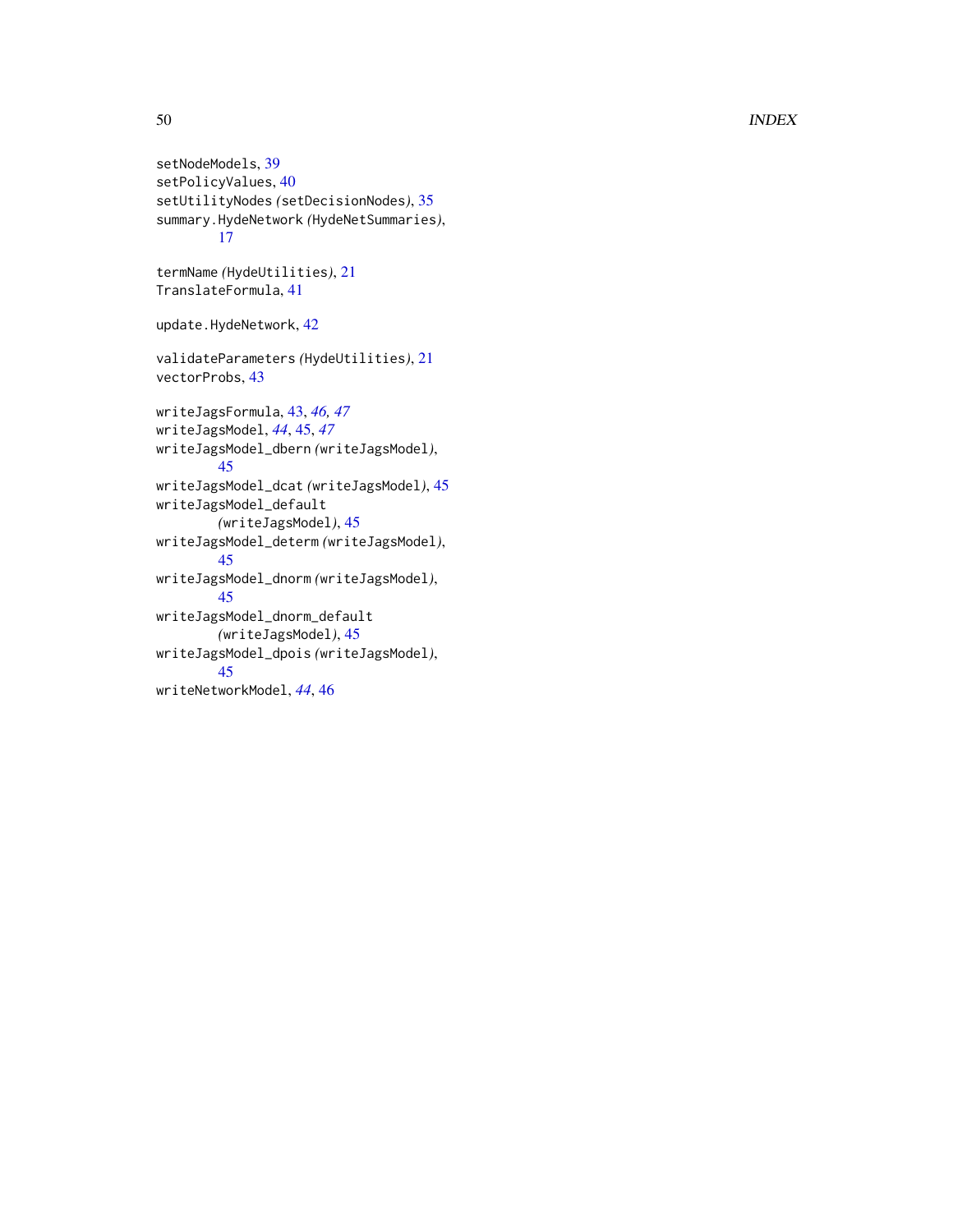setNodeModels, 39
setPolicyValues, 40
setUtilityNodes (setDecisionNodes), 35
summary.HydeNetwork (HydeNetSummaries), 17

termName (HydeUtilities), 21
TranslateFormula, 41

update.HydeNetwork, 42

validateParameters (HydeUtilities), 21
vectorProbs, 43

writeJagsFormula, 43, *46, 47*
writeJagsModel, *44*, 45, *47*
writeJagsModel_dbern (writeJagsModel), 45
writeJagsModel_dcat (writeJagsModel), 45
writeJagsModel_default (writeJagsModel), 45
writeJagsModel_determ (writeJagsModel), 45
writeJagsModel_dnorm (writeJagsModel), 45
writeJagsModel_dnorm_default (writeJagsModel), 45
writeJagsModel_dpois (writeJagsModel), 45
writeNetworkModel, *44*, 46